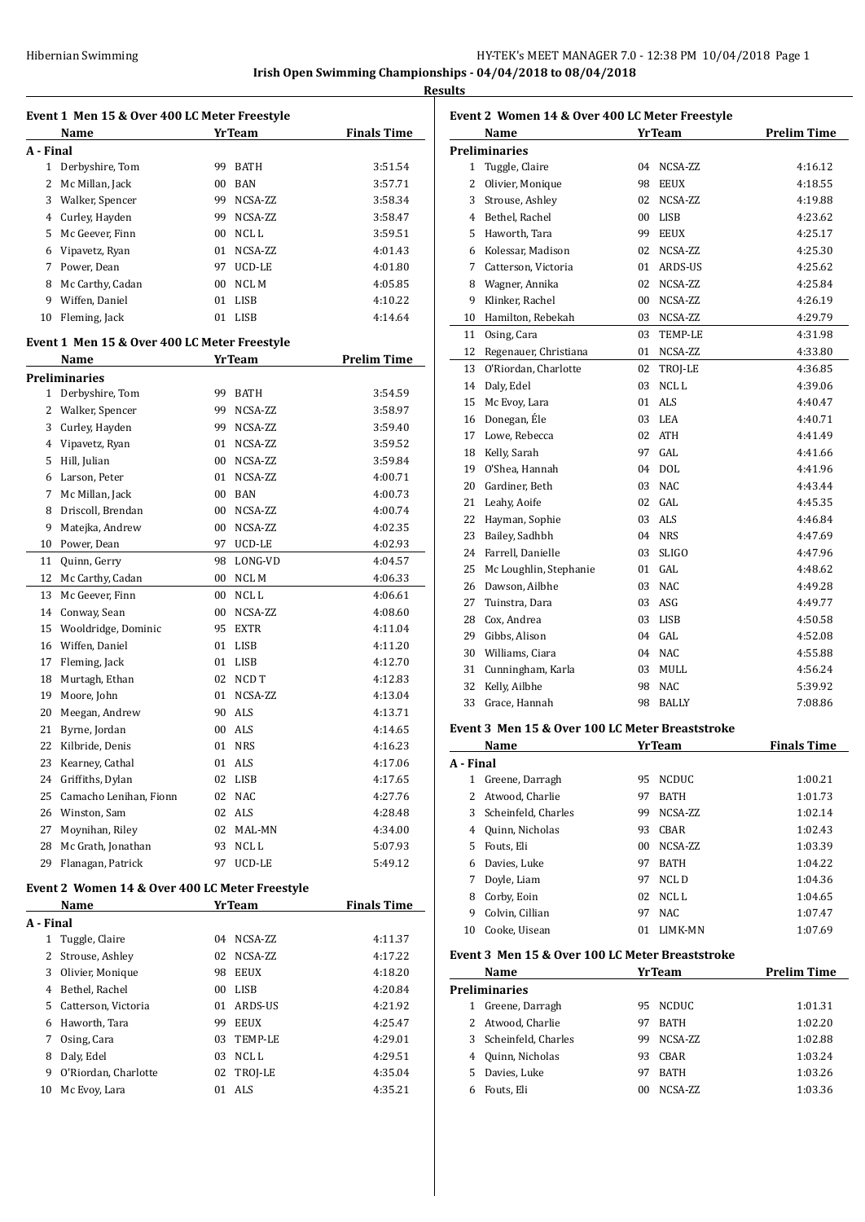Hibernian Swimming

HY-TEK's MEET MANAGER 7.0 - 12:38 PM 10/04/2018

**Irish Open Swimming Championships - 04/04/2018 to 08/04/2018**

**Results**

### Event 1 Men 15 & Over 400 LC Meter Freestyle

| | Name | Yr | Team | Finals Time |
|---|---|---|---|---|
| **A - Final** | | | | |
| 1 | Derbyshire, Tom | 99 | BATH | 3:51.54 |
| 2 | Mc Millan, Jack | 00 | BAN | 3:57.71 |
| 3 | Walker, Spencer | 99 | NCSA-ZZ | 3:58.34 |
| 4 | Curley, Hayden | 99 | NCSA-ZZ | 3:58.47 |
| 5 | Mc Geever, Finn | 00 | NCL L | 3:59.51 |
| 6 | Vipavetz, Ryan | 01 | NCSA-ZZ | 4:01.43 |
| 7 | Power, Dean | 97 | UCD-LE | 4:01.80 |
| 8 | Mc Carthy, Cadan | 00 | NCL M | 4:05.85 |
| 9 | Wiffen, Daniel | 01 | LISB | 4:10.22 |
| 10 | Fleming, Jack | 01 | LISB | 4:14.64 |

### Event 1 Men 15 & Over 400 LC Meter Freestyle

| | Name | Yr | Team | Prelim Time |
|---|---|---|---|---|
| **Preliminaries** | | | | |
| 1 | Derbyshire, Tom | 99 | BATH | 3:54.59 |
| 2 | Walker, Spencer | 99 | NCSA-ZZ | 3:58.97 |
| 3 | Curley, Hayden | 99 | NCSA-ZZ | 3:59.40 |
| 4 | Vipavetz, Ryan | 01 | NCSA-ZZ | 3:59.52 |
| 5 | Hill, Julian | 00 | NCSA-ZZ | 3:59.84 |
| 6 | Larson, Peter | 01 | NCSA-ZZ | 4:00.71 |
| 7 | Mc Millan, Jack | 00 | BAN | 4:00.73 |
| 8 | Driscoll, Brendan | 00 | NCSA-ZZ | 4:00.74 |
| 9 | Matejka, Andrew | 00 | NCSA-ZZ | 4:02.35 |
| 10 | Power, Dean | 97 | UCD-LE | 4:02.93 |
| 11 | Quinn, Gerry | 98 | LONG-VD | 4:04.57 |
| 12 | Mc Carthy, Cadan | 00 | NCL M | 4:06.33 |
| 13 | Mc Geever, Finn | 00 | NCL L | 4:06.61 |
| 14 | Conway, Sean | 00 | NCSA-ZZ | 4:08.60 |
| 15 | Wooldridge, Dominic | 95 | EXTR | 4:11.04 |
| 16 | Wiffen, Daniel | 01 | LISB | 4:11.20 |
| 17 | Fleming, Jack | 01 | LISB | 4:12.70 |
| 18 | Murtagh, Ethan | 02 | NCD T | 4:12.83 |
| 19 | Moore, John | 01 | NCSA-ZZ | 4:13.04 |
| 20 | Meegan, Andrew | 90 | ALS | 4:13.71 |
| 21 | Byrne, Jordan | 00 | ALS | 4:14.65 |
| 22 | Kilbride, Denis | 01 | NRS | 4:16.23 |
| 23 | Kearney, Cathal | 01 | ALS | 4:17.06 |
| 24 | Griffiths, Dylan | 02 | LISB | 4:17.65 |
| 25 | Camacho Lenihan, Fionn | 02 | NAC | 4:27.76 |
| 26 | Winston, Sam | 02 | ALS | 4:28.48 |
| 27 | Moynihan, Riley | 02 | MAL-MN | 4:34.00 |
| 28 | Mc Grath, Jonathan | 93 | NCL L | 5:07.93 |
| 29 | Flanagan, Patrick | 97 | UCD-LE | 5:49.12 |

### Event 2 Women 14 & Over 400 LC Meter Freestyle

| | Name | Yr | Team | Finals Time |
|---|---|---|---|---|
| **A - Final** | | | | |
| 1 | Tuggle, Claire | 04 | NCSA-ZZ | 4:11.37 |
| 2 | Strouse, Ashley | 02 | NCSA-ZZ | 4:17.22 |
| 3 | Olivier, Monique | 98 | EEUX | 4:18.20 |
| 4 | Bethel, Rachel | 00 | LISB | 4:20.84 |
| 5 | Catterson, Victoria | 01 | ARDS-US | 4:21.92 |
| 6 | Haworth, Tara | 99 | EEUX | 4:25.47 |
| 7 | Osing, Cara | 03 | TEMP-LE | 4:29.01 |
| 8 | Daly, Edel | 03 | NCL L | 4:29.51 |
| 9 | O'Riordan, Charlotte | 02 | TROJ-LE | 4:35.04 |
| 10 | Mc Evoy, Lara | 01 | ALS | 4:35.21 |

### Event 2 Women 14 & Over 400 LC Meter Freestyle

| | Name | Yr | Team | Prelim Time |
|---|---|---|---|---|
| **Preliminaries** | | | | |
| 1 | Tuggle, Claire | 04 | NCSA-ZZ | 4:16.12 |
| 2 | Olivier, Monique | 98 | EEUX | 4:18.55 |
| 3 | Strouse, Ashley | 02 | NCSA-ZZ | 4:19.88 |
| 4 | Bethel, Rachel | 00 | LISB | 4:23.62 |
| 5 | Haworth, Tara | 99 | EEUX | 4:25.17 |
| 6 | Kolessar, Madison | 02 | NCSA-ZZ | 4:25.30 |
| 7 | Catterson, Victoria | 01 | ARDS-US | 4:25.62 |
| 8 | Wagner, Annika | 02 | NCSA-ZZ | 4:25.84 |
| 9 | Klinker, Rachel | 00 | NCSA-ZZ | 4:26.19 |
| 10 | Hamilton, Rebekah | 03 | NCSA-ZZ | 4:29.79 |
| 11 | Osing, Cara | 03 | TEMP-LE | 4:31.98 |
| 12 | Regenauer, Christiana | 01 | NCSA-ZZ | 4:33.80 |
| 13 | O'Riordan, Charlotte | 02 | TROJ-LE | 4:36.85 |
| 14 | Daly, Edel | 03 | NCL L | 4:39.06 |
| 15 | Mc Evoy, Lara | 01 | ALS | 4:40.47 |
| 16 | Donegan, Éle | 03 | LEA | 4:40.71 |
| 17 | Lowe, Rebecca | 02 | ATH | 4:41.49 |
| 18 | Kelly, Sarah | 97 | GAL | 4:41.66 |
| 19 | O'Shea, Hannah | 04 | DOL | 4:41.96 |
| 20 | Gardiner, Beth | 03 | NAC | 4:43.44 |
| 21 | Leahy, Aoife | 02 | GAL | 4:45.35 |
| 22 | Hayman, Sophie | 03 | ALS | 4:46.84 |
| 23 | Bailey, Sadhbh | 04 | NRS | 4:47.69 |
| 24 | Farrell, Danielle | 03 | SLIGO | 4:47.96 |
| 25 | Mc Loughlin, Stephanie | 01 | GAL | 4:48.62 |
| 26 | Dawson, Ailbhe | 03 | NAC | 4:49.28 |
| 27 | Tuinstra, Dara | 03 | ASG | 4:49.77 |
| 28 | Cox, Andrea | 03 | LISB | 4:50.58 |
| 29 | Gibbs, Alison | 04 | GAL | 4:52.08 |
| 30 | Williams, Ciara | 04 | NAC | 4:55.88 |
| 31 | Cunningham, Karla | 03 | MULL | 4:56.24 |
| 32 | Kelly, Ailbhe | 98 | NAC | 5:39.92 |
| 33 | Grace, Hannah | 98 | BALLY | 7:08.86 |

### Event 3 Men 15 & Over 100 LC Meter Breaststroke

| | Name | Yr | Team | Finals Time |
|---|---|---|---|---|
| **A - Final** | | | | |
| 1 | Greene, Darragh | 95 | NCDUC | 1:00.21 |
| 2 | Atwood, Charlie | 97 | BATH | 1:01.73 |
| 3 | Scheinfeld, Charles | 99 | NCSA-ZZ | 1:02.14 |
| 4 | Quinn, Nicholas | 93 | CBAR | 1:02.43 |
| 5 | Fouts, Eli | 00 | NCSA-ZZ | 1:03.39 |
| 6 | Davies, Luke | 97 | BATH | 1:04.22 |
| 7 | Doyle, Liam | 97 | NCL D | 1:04.36 |
| 8 | Corby, Eoin | 02 | NCL L | 1:04.65 |
| 9 | Colvin, Cillian | 97 | NAC | 1:07.47 |
| 10 | Cooke, Uisean | 01 | LIMK-MN | 1:07.69 |

### Event 3 Men 15 & Over 100 LC Meter Breaststroke

| | Name | Yr | Team | Prelim Time |
|---|---|---|---|---|
| **Preliminaries** | | | | |
| 1 | Greene, Darragh | 95 | NCDUC | 1:01.31 |
| 2 | Atwood, Charlie | 97 | BATH | 1:02.20 |
| 3 | Scheinfeld, Charles | 99 | NCSA-ZZ | 1:02.88 |
| 4 | Quinn, Nicholas | 93 | CBAR | 1:03.24 |
| 5 | Davies, Luke | 97 | BATH | 1:03.26 |
| 6 | Fouts, Eli | 00 | NCSA-ZZ | 1:03.36 |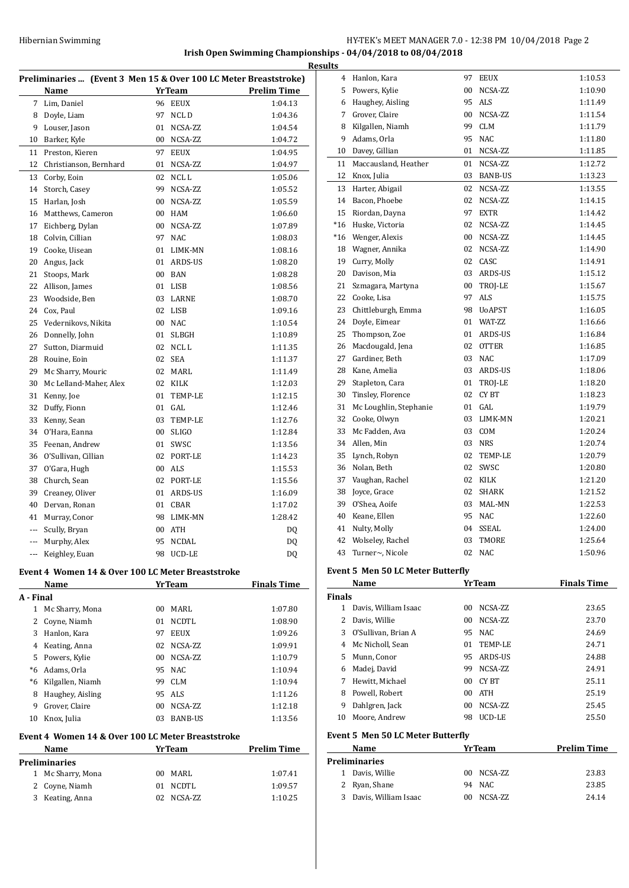# Irish Open Swimming Championships - 04/04/2018 to 08/04/2018

## Results

### Preliminaries ... (Event 3 Men 15 & Over 100 LC Meter Breaststroke)

| | Name | Yr | Team | Prelim Time |
|---|---|---|---|---|
| 7 | Lim, Daniel | 96 | EEUX | 1:04.13 |
| 8 | Doyle, Liam | 97 | NCL D | 1:04.36 |
| 9 | Louser, Jason | 01 | NCSA-ZZ | 1:04.54 |
| 10 | Barker, Kyle | 00 | NCSA-ZZ | 1:04.72 |
| 11 | Preston, Kieren | 97 | EEUX | 1:04.95 |
| 12 | Christianson, Bernhard | 01 | NCSA-ZZ | 1:04.97 |
| 13 | Corby, Eoin | 02 | NCL L | 1:05.06 |
| 14 | Storch, Casey | 99 | NCSA-ZZ | 1:05.52 |
| 15 | Harlan, Josh | 00 | NCSA-ZZ | 1:05.59 |
| 16 | Matthews, Cameron | 00 | HAM | 1:06.60 |
| 17 | Eichberg, Dylan | 00 | NCSA-ZZ | 1:07.89 |
| 18 | Colvin, Cillian | 97 | NAC | 1:08.03 |
| 19 | Cooke, Uisean | 01 | LIMK-MN | 1:08.16 |
| 20 | Angus, Jack | 01 | ARDS-US | 1:08.20 |
| 21 | Stoops, Mark | 00 | BAN | 1:08.28 |
| 22 | Allison, James | 01 | LISB | 1:08.56 |
| 23 | Woodside, Ben | 03 | LARNE | 1:08.70 |
| 24 | Cox, Paul | 02 | LISB | 1:09.16 |
| 25 | Vedernikovs, Nikita | 00 | NAC | 1:10.54 |
| 26 | Donnelly, John | 01 | SLBGH | 1:10.89 |
| 27 | Sutton, Diarmuid | 02 | NCL L | 1:11.35 |
| 28 | Rouine, Eoin | 02 | SEA | 1:11.37 |
| 29 | Mc Sharry, Mouric | 02 | MARL | 1:11.49 |
| 30 | Mc Lelland-Maher, Alex | 02 | KILK | 1:12.03 |
| 31 | Kenny, Joe | 01 | TEMP-LE | 1:12.15 |
| 32 | Duffy, Fionn | 01 | GAL | 1:12.46 |
| 33 | Kenny, Sean | 03 | TEMP-LE | 1:12.76 |
| 34 | O'Hara, Eanna | 00 | SLIGO | 1:12.84 |
| 35 | Feenan, Andrew | 01 | SWSC | 1:13.56 |
| 36 | O'Sullivan, Cillian | 02 | PORT-LE | 1:14.23 |
| 37 | O'Gara, Hugh | 00 | ALS | 1:15.53 |
| 38 | Church, Sean | 02 | PORT-LE | 1:15.56 |
| 39 | Creaney, Oliver | 01 | ARDS-US | 1:16.09 |
| 40 | Dervan, Ronan | 01 | CBAR | 1:17.02 |
| 41 | Murray, Conor | 98 | LIMK-MN | 1:28.42 |
| --- | Scully, Bryan | 00 | ATH | DQ |
| --- | Murphy, Alex | 95 | NCDAL | DQ |
| --- | Keighley, Euan | 98 | UCD-LE | DQ |

### Event 4 Women 14 & Over 100 LC Meter Breaststroke

| | Name | Yr | Team | Finals Time |
|---|---|---|---|---|
| **A - Final** | | | | |
| 1 | Mc Sharry, Mona | 00 | MARL | 1:07.80 |
| 2 | Coyne, Niamh | 01 | NCDTL | 1:08.90 |
| 3 | Hanlon, Kara | 97 | EEUX | 1:09.26 |
| 4 | Keating, Anna | 02 | NCSA-ZZ | 1:09.91 |
| 5 | Powers, Kylie | 00 | NCSA-ZZ | 1:10.79 |
| *6 | Adams, Orla | 95 | NAC | 1:10.94 |
| *6 | Kilgallen, Niamh | 99 | CLM | 1:10.94 |
| 8 | Haughey, Aisling | 95 | ALS | 1:11.26 |
| 9 | Grover, Claire | 00 | NCSA-ZZ | 1:12.18 |
| 10 | Knox, Julia | 03 | BANB-US | 1:13.56 |

### Event 4 Women 14 & Over 100 LC Meter Breaststroke

| | Name | Yr | Team | Prelim Time |
|---|---|---|---|---|
| **Preliminaries** | | | | |
| 1 | Mc Sharry, Mona | 00 | MARL | 1:07.41 |
| 2 | Coyne, Niamh | 01 | NCDTL | 1:09.57 |
| 3 | Keating, Anna | 02 | NCSA-ZZ | 1:10.25 |
| 4 | Hanlon, Kara | 97 | EEUX | 1:10.53 |
| 5 | Powers, Kylie | 00 | NCSA-ZZ | 1:10.90 |
| 6 | Haughey, Aisling | 95 | ALS | 1:11.49 |
| 7 | Grover, Claire | 00 | NCSA-ZZ | 1:11.54 |
| 8 | Kilgallen, Niamh | 99 | CLM | 1:11.79 |
| 9 | Adams, Orla | 95 | NAC | 1:11.80 |
| 10 | Davey, Gillian | 01 | NCSA-ZZ | 1:11.85 |
| 11 | Maccausland, Heather | 01 | NCSA-ZZ | 1:12.72 |
| 12 | Knox, Julia | 03 | BANB-US | 1:13.23 |
| 13 | Harter, Abigail | 02 | NCSA-ZZ | 1:13.55 |
| 14 | Bacon, Phoebe | 02 | NCSA-ZZ | 1:14.15 |
| 15 | Riordan, Dayna | 97 | EXTR | 1:14.42 |
| *16 | Huske, Victoria | 02 | NCSA-ZZ | 1:14.45 |
| *16 | Wenger, Alexis | 00 | NCSA-ZZ | 1:14.45 |
| 18 | Wagner, Annika | 02 | NCSA-ZZ | 1:14.90 |
| 19 | Curry, Molly | 02 | CASC | 1:14.91 |
| 20 | Davison, Mia | 03 | ARDS-US | 1:15.12 |
| 21 | Szmagara, Martyna | 00 | TROJ-LE | 1:15.67 |
| 22 | Cooke, Lisa | 97 | ALS | 1:15.75 |
| 23 | Chittleburgh, Emma | 98 | UoAPST | 1:16.05 |
| 24 | Doyle, Eimear | 01 | WAT-ZZ | 1:16.66 |
| 25 | Thompson, Zoe | 01 | ARDS-US | 1:16.84 |
| 26 | Macdougald, Jena | 02 | OTTER | 1:16.85 |
| 27 | Gardiner, Beth | 03 | NAC | 1:17.09 |
| 28 | Kane, Amelia | 03 | ARDS-US | 1:18.06 |
| 29 | Stapleton, Cara | 01 | TROJ-LE | 1:18.20 |
| 30 | Tinsley, Florence | 02 | CY BT | 1:18.23 |
| 31 | Mc Loughlin, Stephanie | 01 | GAL | 1:19.79 |
| 32 | Cooke, Olwyn | 03 | LIMK-MN | 1:20.21 |
| 33 | Mc Fadden, Ava | 03 | COM | 1:20.24 |
| 34 | Allen, Min | 03 | NRS | 1:20.74 |
| 35 | Lynch, Robyn | 02 | TEMP-LE | 1:20.79 |
| 36 | Nolan, Beth | 02 | SWSC | 1:20.80 |
| 37 | Vaughan, Rachel | 02 | KILK | 1:21.20 |
| 38 | Joyce, Grace | 02 | SHARK | 1:21.52 |
| 39 | O'Shea, Aoife | 03 | MAL-MN | 1:22.53 |
| 40 | Keane, Ellen | 95 | NAC | 1:22.60 |
| 41 | Nulty, Molly | 04 | SSEAL | 1:24.00 |
| 42 | Wolseley, Rachel | 03 | TMORE | 1:25.64 |
| 43 | Turner~, Nicole | 02 | NAC | 1:50.96 |

### Event 5 Men 50 LC Meter Butterfly

| | Name | Yr | Team | Finals Time |
|---|---|---|---|---|
| **Finals** | | | | |
| 1 | Davis, William Isaac | 00 | NCSA-ZZ | 23.65 |
| 2 | Davis, Willie | 00 | NCSA-ZZ | 23.70 |
| 3 | O'Sullivan, Brian A | 95 | NAC | 24.69 |
| 4 | Mc Nicholl, Sean | 01 | TEMP-LE | 24.71 |
| 5 | Munn, Conor | 95 | ARDS-US | 24.88 |
| 6 | Madej, David | 99 | NCSA-ZZ | 24.91 |
| 7 | Hewitt, Michael | 00 | CY BT | 25.11 |
| 8 | Powell, Robert | 00 | ATH | 25.19 |
| 9 | Dahlgren, Jack | 00 | NCSA-ZZ | 25.45 |
| 10 | Moore, Andrew | 98 | UCD-LE | 25.50 |

### Event 5 Men 50 LC Meter Butterfly

| | Name | Yr | Team | Prelim Time |
|---|---|---|---|---|
| **Preliminaries** | | | | |
| 1 | Davis, Willie | 00 | NCSA-ZZ | 23.83 |
| 2 | Ryan, Shane | 94 | NAC | 23.85 |
| 3 | Davis, William Isaac | 00 | NCSA-ZZ | 24.14 |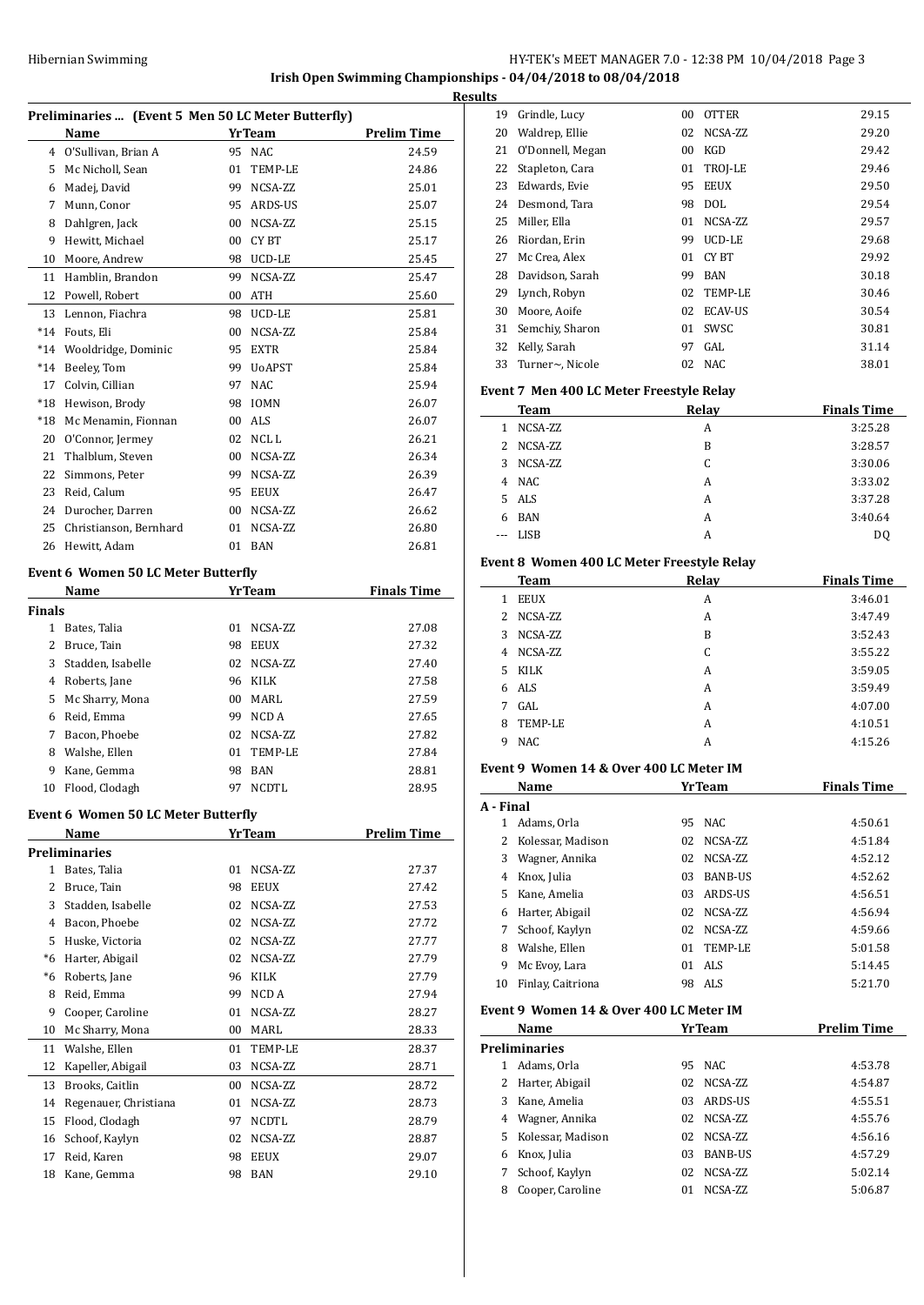**Irish Open Swimming Championships - 04/04/2018 to 08/04/2018**

**Results**

### Preliminaries ... (Event 5 Men 50 LC Meter Butterfly)

| | Name | Yr | Team | Prelim Time |
|---|---|---|---|---|
| 4 | O'Sullivan, Brian A | 95 | NAC | 24.59 |
| 5 | Mc Nicholl, Sean | 01 | TEMP-LE | 24.86 |
| 6 | Madej, David | 99 | NCSA-ZZ | 25.01 |
| 7 | Munn, Conor | 95 | ARDS-US | 25.07 |
| 8 | Dahlgren, Jack | 00 | NCSA-ZZ | 25.15 |
| 9 | Hewitt, Michael | 00 | CY BT | 25.17 |
| 10 | Moore, Andrew | 98 | UCD-LE | 25.45 |
| 11 | Hamblin, Brandon | 99 | NCSA-ZZ | 25.47 |
| 12 | Powell, Robert | 00 | ATH | 25.60 |
| 13 | Lennon, Fiachra | 98 | UCD-LE | 25.81 |
| *14 | Fouts, Eli | 00 | NCSA-ZZ | 25.84 |
| *14 | Wooldridge, Dominic | 95 | EXTR | 25.84 |
| *14 | Beeley, Tom | 99 | UoAPST | 25.84 |
| 17 | Colvin, Cillian | 97 | NAC | 25.94 |
| *18 | Hewison, Brody | 98 | IOMN | 26.07 |
| *18 | Mc Menamin, Fionnan | 00 | ALS | 26.07 |
| 20 | O'Connor, Jermey | 02 | NCL L | 26.21 |
| 21 | Thalblum, Steven | 00 | NCSA-ZZ | 26.34 |
| 22 | Simmons, Peter | 99 | NCSA-ZZ | 26.39 |
| 23 | Reid, Calum | 95 | EEUX | 26.47 |
| 24 | Durocher, Darren | 00 | NCSA-ZZ | 26.62 |
| 25 | Christianson, Bernhard | 01 | NCSA-ZZ | 26.80 |
| 26 | Hewitt, Adam | 01 | BAN | 26.81 |

### Event 6 Women 50 LC Meter Butterfly

| | Name | Yr | Team | Finals Time |
|---|---|---|---|---|
| **Finals** | | | | |
| 1 | Bates, Talia | 01 | NCSA-ZZ | 27.08 |
| 2 | Bruce, Tain | 98 | EEUX | 27.32 |
| 3 | Stadden, Isabelle | 02 | NCSA-ZZ | 27.40 |
| 4 | Roberts, Jane | 96 | KILK | 27.58 |
| 5 | Mc Sharry, Mona | 00 | MARL | 27.59 |
| 6 | Reid, Emma | 99 | NCD A | 27.65 |
| 7 | Bacon, Phoebe | 02 | NCSA-ZZ | 27.82 |
| 8 | Walshe, Ellen | 01 | TEMP-LE | 27.84 |
| 9 | Kane, Gemma | 98 | BAN | 28.81 |
| 10 | Flood, Clodagh | 97 | NCDTL | 28.95 |

### Event 6 Women 50 LC Meter Butterfly

| | Name | Yr | Team | Prelim Time |
|---|---|---|---|---|
| **Preliminaries** | | | | |
| 1 | Bates, Talia | 01 | NCSA-ZZ | 27.37 |
| 2 | Bruce, Tain | 98 | EEUX | 27.42 |
| 3 | Stadden, Isabelle | 02 | NCSA-ZZ | 27.53 |
| 4 | Bacon, Phoebe | 02 | NCSA-ZZ | 27.72 |
| 5 | Huske, Victoria | 02 | NCSA-ZZ | 27.77 |
| *6 | Harter, Abigail | 02 | NCSA-ZZ | 27.79 |
| *6 | Roberts, Jane | 96 | KILK | 27.79 |
| 8 | Reid, Emma | 99 | NCD A | 27.94 |
| 9 | Cooper, Caroline | 01 | NCSA-ZZ | 28.27 |
| 10 | Mc Sharry, Mona | 00 | MARL | 28.33 |
| 11 | Walshe, Ellen | 01 | TEMP-LE | 28.37 |
| 12 | Kapeller, Abigail | 03 | NCSA-ZZ | 28.71 |
| 13 | Brooks, Caitlin | 00 | NCSA-ZZ | 28.72 |
| 14 | Regenauer, Christiana | 01 | NCSA-ZZ | 28.73 |
| 15 | Flood, Clodagh | 97 | NCDTL | 28.79 |
| 16 | Schoof, Kaylyn | 02 | NCSA-ZZ | 28.87 |
| 17 | Reid, Karen | 98 | EEUX | 29.07 |
| 18 | Kane, Gemma | 98 | BAN | 29.10 |
| 19 | Grindle, Lucy | 00 | OTTER | 29.15 |
| 20 | Waldrep, Ellie | 02 | NCSA-ZZ | 29.20 |
| 21 | O'Donnell, Megan | 00 | KGD | 29.42 |
| 22 | Stapleton, Cara | 01 | TROJ-LE | 29.46 |
| 23 | Edwards, Evie | 95 | EEUX | 29.50 |
| 24 | Desmond, Tara | 98 | DOL | 29.54 |
| 25 | Miller, Ella | 01 | NCSA-ZZ | 29.57 |
| 26 | Riordan, Erin | 99 | UCD-LE | 29.68 |
| 27 | Mc Crea, Alex | 01 | CY BT | 29.92 |
| 28 | Davidson, Sarah | 99 | BAN | 30.18 |
| 29 | Lynch, Robyn | 02 | TEMP-LE | 30.46 |
| 30 | Moore, Aoife | 02 | ECAV-US | 30.54 |
| 31 | Semchiy, Sharon | 01 | SWSC | 30.81 |
| 32 | Kelly, Sarah | 97 | GAL | 31.14 |
| 33 | Turner~, Nicole | 02 | NAC | 38.01 |

### Event 7 Men 400 LC Meter Freestyle Relay

| | Team | Relay | Finals Time |
|---|---|---|---|
| 1 | NCSA-ZZ | A | 3:25.28 |
| 2 | NCSA-ZZ | B | 3:28.57 |
| 3 | NCSA-ZZ | C | 3:30.06 |
| 4 | NAC | A | 3:33.02 |
| 5 | ALS | A | 3:37.28 |
| 6 | BAN | A | 3:40.64 |
| --- | LISB | A | DQ |

### Event 8 Women 400 LC Meter Freestyle Relay

| | Team | Relay | Finals Time |
|---|---|---|---|
| 1 | EEUX | A | 3:46.01 |
| 2 | NCSA-ZZ | A | 3:47.49 |
| 3 | NCSA-ZZ | B | 3:52.43 |
| 4 | NCSA-ZZ | C | 3:55.22 |
| 5 | KILK | A | 3:59.05 |
| 6 | ALS | A | 3:59.49 |
| 7 | GAL | A | 4:07.00 |
| 8 | TEMP-LE | A | 4:10.51 |
| 9 | NAC | A | 4:15.26 |

### Event 9 Women 14 & Over 400 LC Meter IM

| | Name | Yr | Team | Finals Time |
|---|---|---|---|---|
| **A - Final** | | | | |
| 1 | Adams, Orla | 95 | NAC | 4:50.61 |
| 2 | Kolessar, Madison | 02 | NCSA-ZZ | 4:51.84 |
| 3 | Wagner, Annika | 02 | NCSA-ZZ | 4:52.12 |
| 4 | Knox, Julia | 03 | BANB-US | 4:52.62 |
| 5 | Kane, Amelia | 03 | ARDS-US | 4:56.51 |
| 6 | Harter, Abigail | 02 | NCSA-ZZ | 4:56.94 |
| 7 | Schoof, Kaylyn | 02 | NCSA-ZZ | 4:59.66 |
| 8 | Walshe, Ellen | 01 | TEMP-LE | 5:01.58 |
| 9 | Mc Evoy, Lara | 01 | ALS | 5:14.45 |
| 10 | Finlay, Caitriona | 98 | ALS | 5:21.70 |

### Event 9 Women 14 & Over 400 LC Meter IM

| | Name | Yr | Team | Prelim Time |
|---|---|---|---|---|
| **Preliminaries** | | | | |
| 1 | Adams, Orla | 95 | NAC | 4:53.78 |
| 2 | Harter, Abigail | 02 | NCSA-ZZ | 4:54.87 |
| 3 | Kane, Amelia | 03 | ARDS-US | 4:55.51 |
| 4 | Wagner, Annika | 02 | NCSA-ZZ | 4:55.76 |
| 5 | Kolessar, Madison | 02 | NCSA-ZZ | 4:56.16 |
| 6 | Knox, Julia | 03 | BANB-US | 4:57.29 |
| 7 | Schoof, Kaylyn | 02 | NCSA-ZZ | 5:02.14 |
| 8 | Cooper, Caroline | 01 | NCSA-ZZ | 5:06.87 |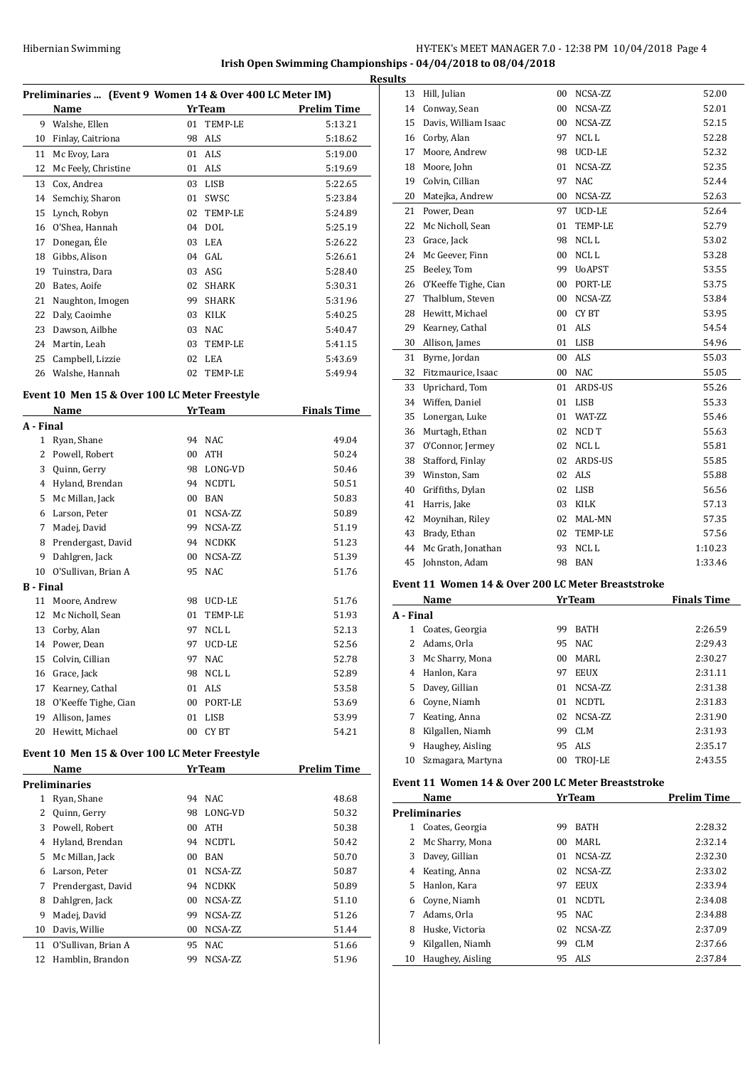Irish Open Swimming Championships - 04/04/2018 to 08/04/2018

**Results**

### Preliminaries ... (Event 9 Women 14 & Over 400 LC Meter IM)

| | Name | Yr | Team | Prelim Time |
|---|---|---|---|---|
| 9 | Walshe, Ellen | 01 | TEMP-LE | 5:13.21 |
| 10 | Finlay, Caitriona | 98 | ALS | 5:18.62 |
| 11 | Mc Evoy, Lara | 01 | ALS | 5:19.00 |
| 12 | Mc Feely, Christine | 01 | ALS | 5:19.69 |
| 13 | Cox, Andrea | 03 | LISB | 5:22.65 |
| 14 | Semchiy, Sharon | 01 | SWSC | 5:23.84 |
| 15 | Lynch, Robyn | 02 | TEMP-LE | 5:24.89 |
| 16 | O'Shea, Hannah | 04 | DOL | 5:25.19 |
| 17 | Donegan, Éle | 03 | LEA | 5:26.22 |
| 18 | Gibbs, Alison | 04 | GAL | 5:26.61 |
| 19 | Tuinstra, Dara | 03 | ASG | 5:28.40 |
| 20 | Bates, Aoife | 02 | SHARK | 5:30.31 |
| 21 | Naughton, Imogen | 99 | SHARK | 5:31.96 |
| 22 | Daly, Caoimhe | 03 | KILK | 5:40.25 |
| 23 | Dawson, Ailbhe | 03 | NAC | 5:40.47 |
| 24 | Martin, Leah | 03 | TEMP-LE | 5:41.15 |
| 25 | Campbell, Lizzie | 02 | LEA | 5:43.69 |
| 26 | Walshe, Hannah | 02 | TEMP-LE | 5:49.94 |

### Event 10 Men 15 & Over 100 LC Meter Freestyle

| | Name | Yr | Team | Finals Time |
|---|---|---|---|---|
| **A - Final** | | | | |
| 1 | Ryan, Shane | 94 | NAC | 49.04 |
| 2 | Powell, Robert | 00 | ATH | 50.24 |
| 3 | Quinn, Gerry | 98 | LONG-VD | 50.46 |
| 4 | Hyland, Brendan | 94 | NCDTL | 50.51 |
| 5 | Mc Millan, Jack | 00 | BAN | 50.83 |
| 6 | Larson, Peter | 01 | NCSA-ZZ | 50.89 |
| 7 | Madej, David | 99 | NCSA-ZZ | 51.19 |
| 8 | Prendergast, David | 94 | NCDKK | 51.23 |
| 9 | Dahlgren, Jack | 00 | NCSA-ZZ | 51.39 |
| 10 | O'Sullivan, Brian A | 95 | NAC | 51.76 |
| **B - Final** | | | | |
| 11 | Moore, Andrew | 98 | UCD-LE | 51.76 |
| 12 | Mc Nicholl, Sean | 01 | TEMP-LE | 51.93 |
| 13 | Corby, Alan | 97 | NCL L | 52.13 |
| 14 | Power, Dean | 97 | UCD-LE | 52.56 |
| 15 | Colvin, Cillian | 97 | NAC | 52.78 |
| 16 | Grace, Jack | 98 | NCL L | 52.89 |
| 17 | Kearney, Cathal | 01 | ALS | 53.58 |
| 18 | O'Keeffe Tighe, Cian | 00 | PORT-LE | 53.69 |
| 19 | Allison, James | 01 | LISB | 53.99 |
| 20 | Hewitt, Michael | 00 | CY BT | 54.21 |

### Event 10 Men 15 & Over 100 LC Meter Freestyle

| | Name | Yr | Team | Prelim Time |
|---|---|---|---|---|
| **Preliminaries** | | | | |
| 1 | Ryan, Shane | 94 | NAC | 48.68 |
| 2 | Quinn, Gerry | 98 | LONG-VD | 50.32 |
| 3 | Powell, Robert | 00 | ATH | 50.38 |
| 4 | Hyland, Brendan | 94 | NCDTL | 50.42 |
| 5 | Mc Millan, Jack | 00 | BAN | 50.70 |
| 6 | Larson, Peter | 01 | NCSA-ZZ | 50.87 |
| 7 | Prendergast, David | 94 | NCDKK | 50.89 |
| 8 | Dahlgren, Jack | 00 | NCSA-ZZ | 51.10 |
| 9 | Madej, David | 99 | NCSA-ZZ | 51.26 |
| 10 | Davis, Willie | 00 | NCSA-ZZ | 51.44 |
| 11 | O'Sullivan, Brian A | 95 | NAC | 51.66 |
| 12 | Hamblin, Brandon | 99 | NCSA-ZZ | 51.96 |
| 13 | Hill, Julian | 00 | NCSA-ZZ | 52.00 |
| 14 | Conway, Sean | 00 | NCSA-ZZ | 52.01 |
| 15 | Davis, William Isaac | 00 | NCSA-ZZ | 52.15 |
| 16 | Corby, Alan | 97 | NCL L | 52.28 |
| 17 | Moore, Andrew | 98 | UCD-LE | 52.32 |
| 18 | Moore, John | 01 | NCSA-ZZ | 52.35 |
| 19 | Colvin, Cillian | 97 | NAC | 52.44 |
| 20 | Matejka, Andrew | 00 | NCSA-ZZ | 52.63 |
| 21 | Power, Dean | 97 | UCD-LE | 52.64 |
| 22 | Mc Nicholl, Sean | 01 | TEMP-LE | 52.79 |
| 23 | Grace, Jack | 98 | NCL L | 53.02 |
| 24 | Mc Geever, Finn | 00 | NCL L | 53.28 |
| 25 | Beeley, Tom | 99 | UoAPST | 53.55 |
| 26 | O'Keeffe Tighe, Cian | 00 | PORT-LE | 53.75 |
| 27 | Thalblum, Steven | 00 | NCSA-ZZ | 53.84 |
| 28 | Hewitt, Michael | 00 | CY BT | 53.95 |
| 29 | Kearney, Cathal | 01 | ALS | 54.54 |
| 30 | Allison, James | 01 | LISB | 54.96 |
| 31 | Byrne, Jordan | 00 | ALS | 55.03 |
| 32 | Fitzmaurice, Isaac | 00 | NAC | 55.05 |
| 33 | Uprichard, Tom | 01 | ARDS-US | 55.26 |
| 34 | Wiffen, Daniel | 01 | LISB | 55.33 |
| 35 | Lonergan, Luke | 01 | WAT-ZZ | 55.46 |
| 36 | Murtagh, Ethan | 02 | NCD T | 55.63 |
| 37 | O'Connor, Jermey | 02 | NCL L | 55.81 |
| 38 | Stafford, Finlay | 02 | ARDS-US | 55.85 |
| 39 | Winston, Sam | 02 | ALS | 55.88 |
| 40 | Griffiths, Dylan | 02 | LISB | 56.56 |
| 41 | Harris, Jake | 03 | KILK | 57.13 |
| 42 | Moynihan, Riley | 02 | MAL-MN | 57.35 |
| 43 | Brady, Ethan | 02 | TEMP-LE | 57.56 |
| 44 | Mc Grath, Jonathan | 93 | NCL L | 1:10.23 |
| 45 | Johnston, Adam | 98 | BAN | 1:33.46 |

### Event 11 Women 14 & Over 200 LC Meter Breaststroke

| | Name | Yr | Team | Finals Time |
|---|---|---|---|---|
| **A - Final** | | | | |
| 1 | Coates, Georgia | 99 | BATH | 2:26.59 |
| 2 | Adams, Orla | 95 | NAC | 2:29.43 |
| 3 | Mc Sharry, Mona | 00 | MARL | 2:30.27 |
| 4 | Hanlon, Kara | 97 | EEUX | 2:31.11 |
| 5 | Davey, Gillian | 01 | NCSA-ZZ | 2:31.38 |
| 6 | Coyne, Niamh | 01 | NCDTL | 2:31.83 |
| 7 | Keating, Anna | 02 | NCSA-ZZ | 2:31.90 |
| 8 | Kilgallen, Niamh | 99 | CLM | 2:31.93 |
| 9 | Haughey, Aisling | 95 | ALS | 2:35.17 |
| 10 | Szmagara, Martyna | 00 | TROJ-LE | 2:43.55 |

### Event 11 Women 14 & Over 200 LC Meter Breaststroke

| | Name | Yr | Team | Prelim Time |
|---|---|---|---|---|
| **Preliminaries** | | | | |
| 1 | Coates, Georgia | 99 | BATH | 2:28.32 |
| 2 | Mc Sharry, Mona | 00 | MARL | 2:32.14 |
| 3 | Davey, Gillian | 01 | NCSA-ZZ | 2:32.30 |
| 4 | Keating, Anna | 02 | NCSA-ZZ | 2:33.02 |
| 5 | Hanlon, Kara | 97 | EEUX | 2:33.94 |
| 6 | Coyne, Niamh | 01 | NCDTL | 2:34.08 |
| 7 | Adams, Orla | 95 | NAC | 2:34.88 |
| 8 | Huske, Victoria | 02 | NCSA-ZZ | 2:37.09 |
| 9 | Kilgallen, Niamh | 99 | CLM | 2:37.66 |
| 10 | Haughey, Aisling | 95 | ALS | 2:37.84 |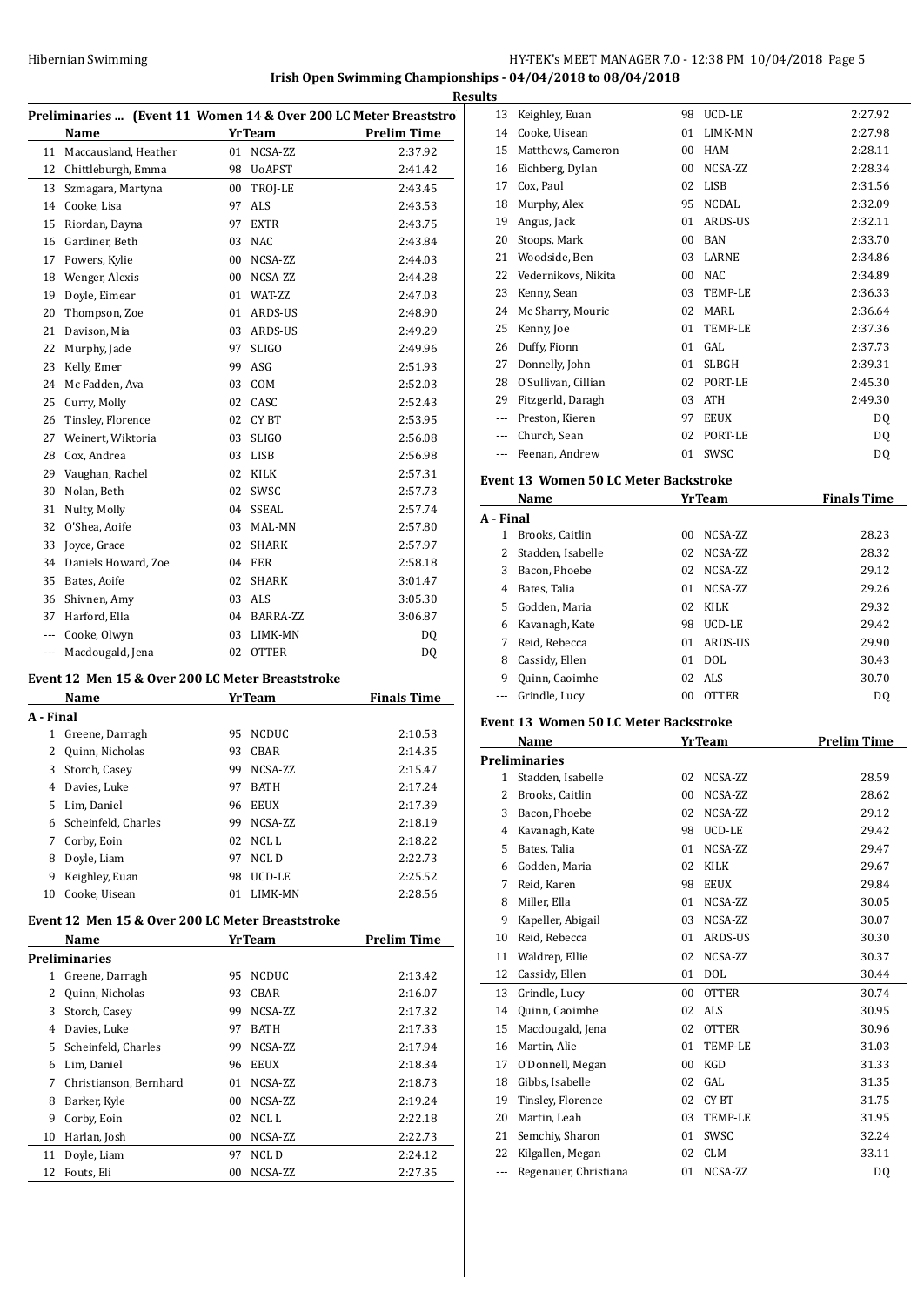**Irish Open Swimming Championships - 04/04/2018 to 08/04/2018**

**Results**

### Preliminaries ... (Event 11 Women 14 & Over 200 LC Meter Breaststroke)

| | Name | Yr | Team | Prelim Time |
|---|---|---|---|---|
| 11 | Maccausland, Heather | 01 | NCSA-ZZ | 2:37.92 |
| 12 | Chittleburgh, Emma | 98 | UoAPST | 2:41.42 |
| 13 | Szmagara, Martyna | 00 | TROJ-LE | 2:43.45 |
| 14 | Cooke, Lisa | 97 | ALS | 2:43.53 |
| 15 | Riordan, Dayna | 97 | EXTR | 2:43.75 |
| 16 | Gardiner, Beth | 03 | NAC | 2:43.84 |
| 17 | Powers, Kylie | 00 | NCSA-ZZ | 2:44.03 |
| 18 | Wenger, Alexis | 00 | NCSA-ZZ | 2:44.28 |
| 19 | Doyle, Eimear | 01 | WAT-ZZ | 2:47.03 |
| 20 | Thompson, Zoe | 01 | ARDS-US | 2:48.90 |
| 21 | Davison, Mia | 03 | ARDS-US | 2:49.29 |
| 22 | Murphy, Jade | 97 | SLIGO | 2:49.96 |
| 23 | Kelly, Emer | 99 | ASG | 2:51.93 |
| 24 | Mc Fadden, Ava | 03 | COM | 2:52.03 |
| 25 | Curry, Molly | 02 | CASC | 2:52.43 |
| 26 | Tinsley, Florence | 02 | CY BT | 2:53.95 |
| 27 | Weinert, Wiktoria | 03 | SLIGO | 2:56.08 |
| 28 | Cox, Andrea | 03 | LISB | 2:56.98 |
| 29 | Vaughan, Rachel | 02 | KILK | 2:57.31 |
| 30 | Nolan, Beth | 02 | SWSC | 2:57.73 |
| 31 | Nulty, Molly | 04 | SSEAL | 2:57.74 |
| 32 | O'Shea, Aoife | 03 | MAL-MN | 2:57.80 |
| 33 | Joyce, Grace | 02 | SHARK | 2:57.97 |
| 34 | Daniels Howard, Zoe | 04 | FER | 2:58.18 |
| 35 | Bates, Aoife | 02 | SHARK | 3:01.47 |
| 36 | Shivnen, Amy | 03 | ALS | 3:05.30 |
| 37 | Harford, Ella | 04 | BARRA-ZZ | 3:06.87 |
| --- | Cooke, Olwyn | 03 | LIMK-MN | DQ |
| --- | Macdougald, Jena | 02 | OTTER | DQ |

### Event 12 Men 15 & Over 200 LC Meter Breaststroke

| | Name | Yr | Team | Finals Time |
|---|---|---|---|---|
| **A - Final** | | | | |
| 1 | Greene, Darragh | 95 | NCDUC | 2:10.53 |
| 2 | Quinn, Nicholas | 93 | CBAR | 2:14.35 |
| 3 | Storch, Casey | 99 | NCSA-ZZ | 2:15.47 |
| 4 | Davies, Luke | 97 | BATH | 2:17.24 |
| 5 | Lim, Daniel | 96 | EEUX | 2:17.39 |
| 6 | Scheinfeld, Charles | 99 | NCSA-ZZ | 2:18.19 |
| 7 | Corby, Eoin | 02 | NCL L | 2:18.22 |
| 8 | Doyle, Liam | 97 | NCL D | 2:22.73 |
| 9 | Keighley, Euan | 98 | UCD-LE | 2:25.52 |
| 10 | Cooke, Uisean | 01 | LIMK-MN | 2:28.56 |

### Event 12 Men 15 & Over 200 LC Meter Breaststroke

| | Name | Yr | Team | Prelim Time |
|---|---|---|---|---|
| **Preliminaries** | | | | |
| 1 | Greene, Darragh | 95 | NCDUC | 2:13.42 |
| 2 | Quinn, Nicholas | 93 | CBAR | 2:16.07 |
| 3 | Storch, Casey | 99 | NCSA-ZZ | 2:17.32 |
| 4 | Davies, Luke | 97 | BATH | 2:17.33 |
| 5 | Scheinfeld, Charles | 99 | NCSA-ZZ | 2:17.94 |
| 6 | Lim, Daniel | 96 | EEUX | 2:18.34 |
| 7 | Christianson, Bernhard | 01 | NCSA-ZZ | 2:18.73 |
| 8 | Barker, Kyle | 00 | NCSA-ZZ | 2:19.24 |
| 9 | Corby, Eoin | 02 | NCL L | 2:22.18 |
| 10 | Harlan, Josh | 00 | NCSA-ZZ | 2:22.73 |
| 11 | Doyle, Liam | 97 | NCL D | 2:24.12 |
| 12 | Fouts, Eli | 00 | NCSA-ZZ | 2:27.35 |
| 13 | Keighley, Euan | 98 | UCD-LE | 2:27.92 |
| 14 | Cooke, Uisean | 01 | LIMK-MN | 2:27.98 |
| 15 | Matthews, Cameron | 00 | HAM | 2:28.11 |
| 16 | Eichberg, Dylan | 00 | NCSA-ZZ | 2:28.34 |
| 17 | Cox, Paul | 02 | LISB | 2:31.56 |
| 18 | Murphy, Alex | 95 | NCDAL | 2:32.09 |
| 19 | Angus, Jack | 01 | ARDS-US | 2:32.11 |
| 20 | Stoops, Mark | 00 | BAN | 2:33.70 |
| 21 | Woodside, Ben | 03 | LARNE | 2:34.86 |
| 22 | Vedernikovs, Nikita | 00 | NAC | 2:34.89 |
| 23 | Kenny, Sean | 03 | TEMP-LE | 2:36.33 |
| 24 | Mc Sharry, Mouric | 02 | MARL | 2:36.64 |
| 25 | Kenny, Joe | 01 | TEMP-LE | 2:37.36 |
| 26 | Duffy, Fionn | 01 | GAL | 2:37.73 |
| 27 | Donnelly, John | 01 | SLBGH | 2:39.31 |
| 28 | O'Sullivan, Cillian | 02 | PORT-LE | 2:45.30 |
| 29 | Fitzgerld, Daragh | 03 | ATH | 2:49.30 |
| --- | Preston, Kieren | 97 | EEUX | DQ |
| --- | Church, Sean | 02 | PORT-LE | DQ |
| --- | Feenan, Andrew | 01 | SWSC | DQ |

### Event 13 Women 50 LC Meter Backstroke

| | Name | Yr | Team | Finals Time |
|---|---|---|---|---|
| **A - Final** | | | | |
| 1 | Brooks, Caitlin | 00 | NCSA-ZZ | 28.23 |
| 2 | Stadden, Isabelle | 02 | NCSA-ZZ | 28.32 |
| 3 | Bacon, Phoebe | 02 | NCSA-ZZ | 29.12 |
| 4 | Bates, Talia | 01 | NCSA-ZZ | 29.26 |
| 5 | Godden, Maria | 02 | KILK | 29.32 |
| 6 | Kavanagh, Kate | 98 | UCD-LE | 29.42 |
| 7 | Reid, Rebecca | 01 | ARDS-US | 29.90 |
| 8 | Cassidy, Ellen | 01 | DOL | 30.43 |
| 9 | Quinn, Caoimhe | 02 | ALS | 30.70 |
| --- | Grindle, Lucy | 00 | OTTER | DQ |

### Event 13 Women 50 LC Meter Backstroke

| | Name | Yr | Team | Prelim Time |
|---|---|---|---|---|
| **Preliminaries** | | | | |
| 1 | Stadden, Isabelle | 02 | NCSA-ZZ | 28.59 |
| 2 | Brooks, Caitlin | 00 | NCSA-ZZ | 28.62 |
| 3 | Bacon, Phoebe | 02 | NCSA-ZZ | 29.12 |
| 4 | Kavanagh, Kate | 98 | UCD-LE | 29.42 |
| 5 | Bates, Talia | 01 | NCSA-ZZ | 29.47 |
| 6 | Godden, Maria | 02 | KILK | 29.67 |
| 7 | Reid, Karen | 98 | EEUX | 29.84 |
| 8 | Miller, Ella | 01 | NCSA-ZZ | 30.05 |
| 9 | Kapeller, Abigail | 03 | NCSA-ZZ | 30.07 |
| 10 | Reid, Rebecca | 01 | ARDS-US | 30.30 |
| 11 | Waldrep, Ellie | 02 | NCSA-ZZ | 30.37 |
| 12 | Cassidy, Ellen | 01 | DOL | 30.44 |
| 13 | Grindle, Lucy | 00 | OTTER | 30.74 |
| 14 | Quinn, Caoimhe | 02 | ALS | 30.95 |
| 15 | Macdougald, Jena | 02 | OTTER | 30.96 |
| 16 | Martin, Alie | 01 | TEMP-LE | 31.03 |
| 17 | O'Donnell, Megan | 00 | KGD | 31.33 |
| 18 | Gibbs, Isabelle | 02 | GAL | 31.35 |
| 19 | Tinsley, Florence | 02 | CY BT | 31.75 |
| 20 | Martin, Leah | 03 | TEMP-LE | 31.95 |
| 21 | Semchiy, Sharon | 01 | SWSC | 32.24 |
| 22 | Kilgallen, Megan | 02 | CLM | 33.11 |
| --- | Regenauer, Christiana | 01 | NCSA-ZZ | DQ |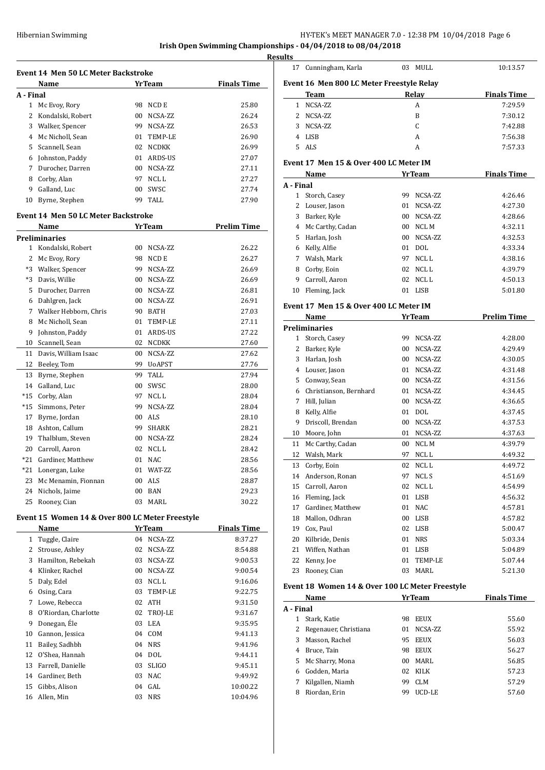Hibernian Swimming

**Irish Open Swimming Championships - 04/04/2018 to 08/04/2018**

**Results**

### Event 14 Men 50 LC Meter Backstroke

| | Name | Yr | Team | Finals Time |
|---|---|---|---|---|
| **A - Final** | | | | |
| 1 | Mc Evoy, Rory | 98 | NCD E | 25.80 |
| 2 | Kondalski, Robert | 00 | NCSA-ZZ | 26.24 |
| 3 | Walker, Spencer | 99 | NCSA-ZZ | 26.53 |
| 4 | Mc Nicholl, Sean | 01 | TEMP-LE | 26.90 |
| 5 | Scannell, Sean | 02 | NCDKK | 26.99 |
| 6 | Johnston, Paddy | 01 | ARDS-US | 27.07 |
| 7 | Durocher, Darren | 00 | NCSA-ZZ | 27.11 |
| 8 | Corby, Alan | 97 | NCL L | 27.27 |
| 9 | Galland, Luc | 00 | SWSC | 27.74 |
| 10 | Byrne, Stephen | 99 | TALL | 27.90 |

### Event 14 Men 50 LC Meter Backstroke

| | Name | Yr | Team | Prelim Time |
|---|---|---|---|---|
| **Preliminaries** | | | | |
| 1 | Kondalski, Robert | 00 | NCSA-ZZ | 26.22 |
| 2 | Mc Evoy, Rory | 98 | NCD E | 26.27 |
| *3 | Walker, Spencer | 99 | NCSA-ZZ | 26.69 |
| *3 | Davis, Willie | 00 | NCSA-ZZ | 26.69 |
| 5 | Durocher, Darren | 00 | NCSA-ZZ | 26.81 |
| 6 | Dahlgren, Jack | 00 | NCSA-ZZ | 26.91 |
| 7 | Walker Hebborn, Chris | 90 | BATH | 27.03 |
| 8 | Mc Nicholl, Sean | 01 | TEMP-LE | 27.11 |
| 9 | Johnston, Paddy | 01 | ARDS-US | 27.22 |
| 10 | Scannell, Sean | 02 | NCDKK | 27.60 |
| 11 | Davis, William Isaac | 00 | NCSA-ZZ | 27.62 |
| 12 | Beeley, Tom | 99 | UoAPST | 27.76 |
| 13 | Byrne, Stephen | 99 | TALL | 27.94 |
| 14 | Galland, Luc | 00 | SWSC | 28.00 |
| *15 | Corby, Alan | 97 | NCL L | 28.04 |
| *15 | Simmons, Peter | 99 | NCSA-ZZ | 28.04 |
| 17 | Byrne, Jordan | 00 | ALS | 28.10 |
| 18 | Ashton, Callum | 99 | SHARK | 28.21 |
| 19 | Thalblum, Steven | 00 | NCSA-ZZ | 28.24 |
| 20 | Carroll, Aaron | 02 | NCL L | 28.42 |
| *21 | Gardiner, Matthew | 01 | NAC | 28.56 |
| *21 | Lonergan, Luke | 01 | WAT-ZZ | 28.56 |
| 23 | Mc Menamin, Fionnan | 00 | ALS | 28.87 |
| 24 | Nichols, Jaime | 00 | BAN | 29.23 |
| 25 | Rooney, Cian | 03 | MARL | 30.22 |

### Event 15 Women 14 & Over 800 LC Meter Freestyle

| | Name | Yr | Team | Finals Time |
|---|---|---|---|---|
| 1 | Tuggle, Claire | 04 | NCSA-ZZ | 8:37.27 |
| 2 | Strouse, Ashley | 02 | NCSA-ZZ | 8:54.88 |
| 3 | Hamilton, Rebekah | 03 | NCSA-ZZ | 9:00.53 |
| 4 | Klinker, Rachel | 00 | NCSA-ZZ | 9:00.54 |
| 5 | Daly, Edel | 03 | NCL L | 9:16.06 |
| 6 | Osing, Cara | 03 | TEMP-LE | 9:22.75 |
| 7 | Lowe, Rebecca | 02 | ATH | 9:31.50 |
| 8 | O'Riordan, Charlotte | 02 | TROJ-LE | 9:31.67 |
| 9 | Donegan, Éle | 03 | LEA | 9:35.95 |
| 10 | Gannon, Jessica | 04 | COM | 9:41.13 |
| 11 | Bailey, Sadhbh | 04 | NRS | 9:41.96 |
| 12 | O'Shea, Hannah | 04 | DOL | 9:44.11 |
| 13 | Farrell, Danielle | 03 | SLIGO | 9:45.11 |
| 14 | Gardiner, Beth | 03 | NAC | 9:49.92 |
| 15 | Gibbs, Alison | 04 | GAL | 10:00.22 |
| 16 | Allen, Min | 03 | NRS | 10:04.96 |
| 17 | Cunningham, Karla | 03 | MULL | 10:13.57 |

### Event 16 Men 800 LC Meter Freestyle Relay

| | Team | Relay | Finals Time |
|---|---|---|---|
| 1 | NCSA-ZZ | A | 7:29.59 |
| 2 | NCSA-ZZ | B | 7:30.12 |
| 3 | NCSA-ZZ | C | 7:42.88 |
| 4 | LISB | A | 7:56.38 |
| 5 | ALS | A | 7:57.33 |

### Event 17 Men 15 & Over 400 LC Meter IM

| | Name | Yr | Team | Finals Time |
|---|---|---|---|---|
| **A - Final** | | | | |
| 1 | Storch, Casey | 99 | NCSA-ZZ | 4:26.46 |
| 2 | Louser, Jason | 01 | NCSA-ZZ | 4:27.30 |
| 3 | Barker, Kyle | 00 | NCSA-ZZ | 4:28.66 |
| 4 | Mc Carthy, Cadan | 00 | NCL M | 4:32.11 |
| 5 | Harlan, Josh | 00 | NCSA-ZZ | 4:32.53 |
| 6 | Kelly, Alfie | 01 | DOL | 4:33.34 |
| 7 | Walsh, Mark | 97 | NCL L | 4:38.16 |
| 8 | Corby, Eoin | 02 | NCL L | 4:39.79 |
| 9 | Carroll, Aaron | 02 | NCL L | 4:50.13 |
| 10 | Fleming, Jack | 01 | LISB | 5:01.80 |

### Event 17 Men 15 & Over 400 LC Meter IM

| | Name | Yr | Team | Prelim Time |
|---|---|---|---|---|
| **Preliminaries** | | | | |
| 1 | Storch, Casey | 99 | NCSA-ZZ | 4:28.00 |
| 2 | Barker, Kyle | 00 | NCSA-ZZ | 4:29.49 |
| 3 | Harlan, Josh | 00 | NCSA-ZZ | 4:30.05 |
| 4 | Louser, Jason | 01 | NCSA-ZZ | 4:31.48 |
| 5 | Conway, Sean | 00 | NCSA-ZZ | 4:31.56 |
| 6 | Christianson, Bernhard | 01 | NCSA-ZZ | 4:34.45 |
| 7 | Hill, Julian | 00 | NCSA-ZZ | 4:36.65 |
| 8 | Kelly, Alfie | 01 | DOL | 4:37.45 |
| 9 | Driscoll, Brendan | 00 | NCSA-ZZ | 4:37.53 |
| 10 | Moore, John | 01 | NCSA-ZZ | 4:37.63 |
| 11 | Mc Carthy, Cadan | 00 | NCL M | 4:39.79 |
| 12 | Walsh, Mark | 97 | NCL L | 4:49.32 |
| 13 | Corby, Eoin | 02 | NCL L | 4:49.72 |
| 14 | Anderson, Ronan | 97 | NCL S | 4:51.69 |
| 15 | Carroll, Aaron | 02 | NCL L | 4:54.99 |
| 16 | Fleming, Jack | 01 | LISB | 4:56.32 |
| 17 | Gardiner, Matthew | 01 | NAC | 4:57.81 |
| 18 | Mallon, Odhran | 00 | LISB | 4:57.82 |
| 19 | Cox, Paul | 02 | LISB | 5:00.47 |
| 20 | Kilbride, Denis | 01 | NRS | 5:03.34 |
| 21 | Wiffen, Nathan | 01 | LISB | 5:04.89 |
| 22 | Kenny, Joe | 01 | TEMP-LE | 5:07.44 |
| 23 | Rooney, Cian | 03 | MARL | 5:21.30 |

### Event 18 Women 14 & Over 100 LC Meter Freestyle

| | Name | Yr | Team | Finals Time |
|---|---|---|---|---|
| **A - Final** | | | | |
| 1 | Stark, Katie | 98 | EEUX | 55.60 |
| 2 | Regenauer, Christiana | 01 | NCSA-ZZ | 55.92 |
| 3 | Masson, Rachel | 95 | EEUX | 56.03 |
| 4 | Bruce, Tain | 98 | EEUX | 56.27 |
| 5 | Mc Sharry, Mona | 00 | MARL | 56.85 |
| 6 | Godden, Maria | 02 | KILK | 57.23 |
| 7 | Kilgallen, Niamh | 99 | CLM | 57.29 |
| 8 | Riordan, Erin | 99 | UCD-LE | 57.60 |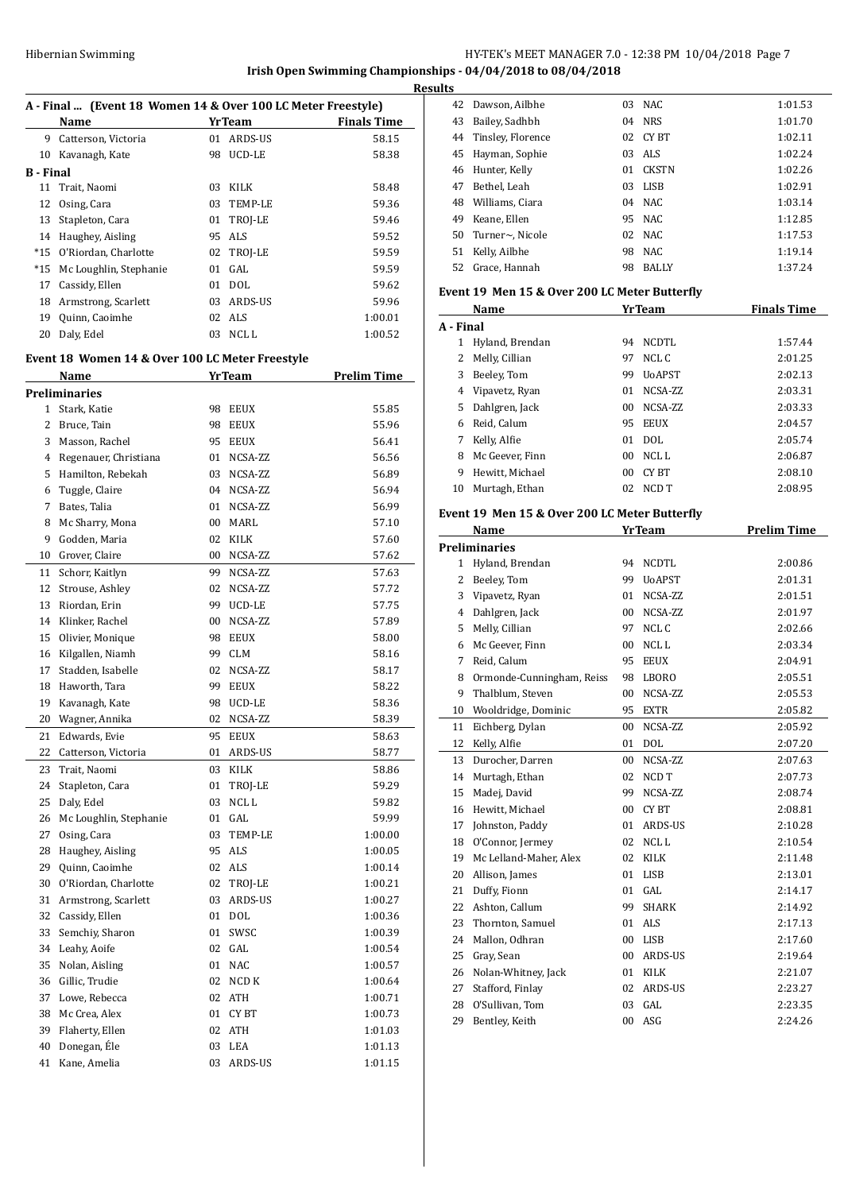**Irish Open Swimming Championships - 04/04/2018 to 08/04/2018**

**Results**

### A - Final ... (Event 18 Women 14 & Over 100 LC Meter Freestyle)

| | Name | Yr | Team | Finals Time |
|---|---|---|---|---|
| 9 | Catterson, Victoria | 01 | ARDS-US | 58.15 |
| 10 | Kavanagh, Kate | 98 | UCD-LE | 58.38 |
| **B - Final** | | | | |
| 11 | Trait, Naomi | 03 | KILK | 58.48 |
| 12 | Osing, Cara | 03 | TEMP-LE | 59.36 |
| 13 | Stapleton, Cara | 01 | TROJ-LE | 59.46 |
| 14 | Haughey, Aisling | 95 | ALS | 59.52 |
| *15 | O'Riordan, Charlotte | 02 | TROJ-LE | 59.59 |
| *15 | Mc Loughlin, Stephanie | 01 | GAL | 59.59 |
| 17 | Cassidy, Ellen | 01 | DOL | 59.62 |
| 18 | Armstrong, Scarlett | 03 | ARDS-US | 59.96 |
| 19 | Quinn, Caoimhe | 02 | ALS | 1:00.01 |
| 20 | Daly, Edel | 03 | NCL L | 1:00.52 |

### Event 18 Women 14 & Over 100 LC Meter Freestyle

| | Name | Yr | Team | Prelim Time |
|---|---|---|---|---|
| **Preliminaries** | | | | |
| 1 | Stark, Katie | 98 | EEUX | 55.85 |
| 2 | Bruce, Tain | 98 | EEUX | 55.96 |
| 3 | Masson, Rachel | 95 | EEUX | 56.41 |
| 4 | Regenauer, Christiana | 01 | NCSA-ZZ | 56.56 |
| 5 | Hamilton, Rebekah | 03 | NCSA-ZZ | 56.89 |
| 6 | Tuggle, Claire | 04 | NCSA-ZZ | 56.94 |
| 7 | Bates, Talia | 01 | NCSA-ZZ | 56.99 |
| 8 | Mc Sharry, Mona | 00 | MARL | 57.10 |
| 9 | Godden, Maria | 02 | KILK | 57.60 |
| 10 | Grover, Claire | 00 | NCSA-ZZ | 57.62 |
| 11 | Schorr, Kaitlyn | 99 | NCSA-ZZ | 57.63 |
| 12 | Strouse, Ashley | 02 | NCSA-ZZ | 57.72 |
| 13 | Riordan, Erin | 99 | UCD-LE | 57.75 |
| 14 | Klinker, Rachel | 00 | NCSA-ZZ | 57.89 |
| 15 | Olivier, Monique | 98 | EEUX | 58.00 |
| 16 | Kilgallen, Niamh | 99 | CLM | 58.16 |
| 17 | Stadden, Isabelle | 02 | NCSA-ZZ | 58.17 |
| 18 | Haworth, Tara | 99 | EEUX | 58.22 |
| 19 | Kavanagh, Kate | 98 | UCD-LE | 58.36 |
| 20 | Wagner, Annika | 02 | NCSA-ZZ | 58.39 |
| 21 | Edwards, Evie | 95 | EEUX | 58.63 |
| 22 | Catterson, Victoria | 01 | ARDS-US | 58.77 |
| 23 | Trait, Naomi | 03 | KILK | 58.86 |
| 24 | Stapleton, Cara | 01 | TROJ-LE | 59.29 |
| 25 | Daly, Edel | 03 | NCL L | 59.82 |
| 26 | Mc Loughlin, Stephanie | 01 | GAL | 59.99 |
| 27 | Osing, Cara | 03 | TEMP-LE | 1:00.00 |
| 28 | Haughey, Aisling | 95 | ALS | 1:00.05 |
| 29 | Quinn, Caoimhe | 02 | ALS | 1:00.14 |
| 30 | O'Riordan, Charlotte | 02 | TROJ-LE | 1:00.21 |
| 31 | Armstrong, Scarlett | 03 | ARDS-US | 1:00.27 |
| 32 | Cassidy, Ellen | 01 | DOL | 1:00.36 |
| 33 | Semchiy, Sharon | 01 | SWSC | 1:00.39 |
| 34 | Leahy, Aoife | 02 | GAL | 1:00.54 |
| 35 | Nolan, Aisling | 01 | NAC | 1:00.57 |
| 36 | Gillic, Trudie | 02 | NCD K | 1:00.64 |
| 37 | Lowe, Rebecca | 02 | ATH | 1:00.71 |
| 38 | Mc Crea, Alex | 01 | CY BT | 1:00.73 |
| 39 | Flaherty, Ellen | 02 | ATH | 1:01.03 |
| 40 | Donegan, Éle | 03 | LEA | 1:01.13 |
| 41 | Kane, Amelia | 03 | ARDS-US | 1:01.15 |
| 42 | Dawson, Ailbhe | 03 | NAC | 1:01.53 |
| 43 | Bailey, Sadhbh | 04 | NRS | 1:01.70 |
| 44 | Tinsley, Florence | 02 | CY BT | 1:02.11 |
| 45 | Hayman, Sophie | 03 | ALS | 1:02.24 |
| 46 | Hunter, Kelly | 01 | CKSTN | 1:02.26 |
| 47 | Bethel, Leah | 03 | LISB | 1:02.91 |
| 48 | Williams, Ciara | 04 | NAC | 1:03.14 |
| 49 | Keane, Ellen | 95 | NAC | 1:12.85 |
| 50 | Turner~, Nicole | 02 | NAC | 1:17.53 |
| 51 | Kelly, Ailbhe | 98 | NAC | 1:19.14 |
| 52 | Grace, Hannah | 98 | BALLY | 1:37.24 |

### Event 19 Men 15 & Over 200 LC Meter Butterfly

| | Name | Yr | Team | Finals Time |
|---|---|---|---|---|
| **A - Final** | | | | |
| 1 | Hyland, Brendan | 94 | NCDTL | 1:57.44 |
| 2 | Melly, Cillian | 97 | NCL C | 2:01.25 |
| 3 | Beeley, Tom | 99 | UoAPST | 2:02.13 |
| 4 | Vipavetz, Ryan | 01 | NCSA-ZZ | 2:03.31 |
| 5 | Dahlgren, Jack | 00 | NCSA-ZZ | 2:03.33 |
| 6 | Reid, Calum | 95 | EEUX | 2:04.57 |
| 7 | Kelly, Alfie | 01 | DOL | 2:05.74 |
| 8 | Mc Geever, Finn | 00 | NCL L | 2:06.87 |
| 9 | Hewitt, Michael | 00 | CY BT | 2:08.10 |
| 10 | Murtagh, Ethan | 02 | NCD T | 2:08.95 |

### Event 19 Men 15 & Over 200 LC Meter Butterfly

| | Name | Yr | Team | Prelim Time |
|---|---|---|---|---|
| **Preliminaries** | | | | |
| 1 | Hyland, Brendan | 94 | NCDTL | 2:00.86 |
| 2 | Beeley, Tom | 99 | UoAPST | 2:01.31 |
| 3 | Vipavetz, Ryan | 01 | NCSA-ZZ | 2:01.51 |
| 4 | Dahlgren, Jack | 00 | NCSA-ZZ | 2:01.97 |
| 5 | Melly, Cillian | 97 | NCL C | 2:02.66 |
| 6 | Mc Geever, Finn | 00 | NCL L | 2:03.34 |
| 7 | Reid, Calum | 95 | EEUX | 2:04.91 |
| 8 | Ormonde-Cunningham, Reiss | 98 | LBORO | 2:05.51 |
| 9 | Thalblum, Steven | 00 | NCSA-ZZ | 2:05.53 |
| 10 | Wooldridge, Dominic | 95 | EXTR | 2:05.82 |
| 11 | Eichberg, Dylan | 00 | NCSA-ZZ | 2:05.92 |
| 12 | Kelly, Alfie | 01 | DOL | 2:07.20 |
| 13 | Durocher, Darren | 00 | NCSA-ZZ | 2:07.63 |
| 14 | Murtagh, Ethan | 02 | NCD T | 2:07.73 |
| 15 | Madej, David | 99 | NCSA-ZZ | 2:08.74 |
| 16 | Hewitt, Michael | 00 | CY BT | 2:08.81 |
| 17 | Johnston, Paddy | 01 | ARDS-US | 2:10.28 |
| 18 | O'Connor, Jermey | 02 | NCL L | 2:10.54 |
| 19 | Mc Lelland-Maher, Alex | 02 | KILK | 2:11.48 |
| 20 | Allison, James | 01 | LISB | 2:13.01 |
| 21 | Duffy, Fionn | 01 | GAL | 2:14.17 |
| 22 | Ashton, Callum | 99 | SHARK | 2:14.92 |
| 23 | Thornton, Samuel | 01 | ALS | 2:17.13 |
| 24 | Mallon, Odhran | 00 | LISB | 2:17.60 |
| 25 | Gray, Sean | 00 | ARDS-US | 2:19.64 |
| 26 | Nolan-Whitney, Jack | 01 | KILK | 2:21.07 |
| 27 | Stafford, Finlay | 02 | ARDS-US | 2:23.27 |
| 28 | O'Sullivan, Tom | 03 | GAL | 2:23.35 |
| 29 | Bentley, Keith | 00 | ASG | 2:24.26 |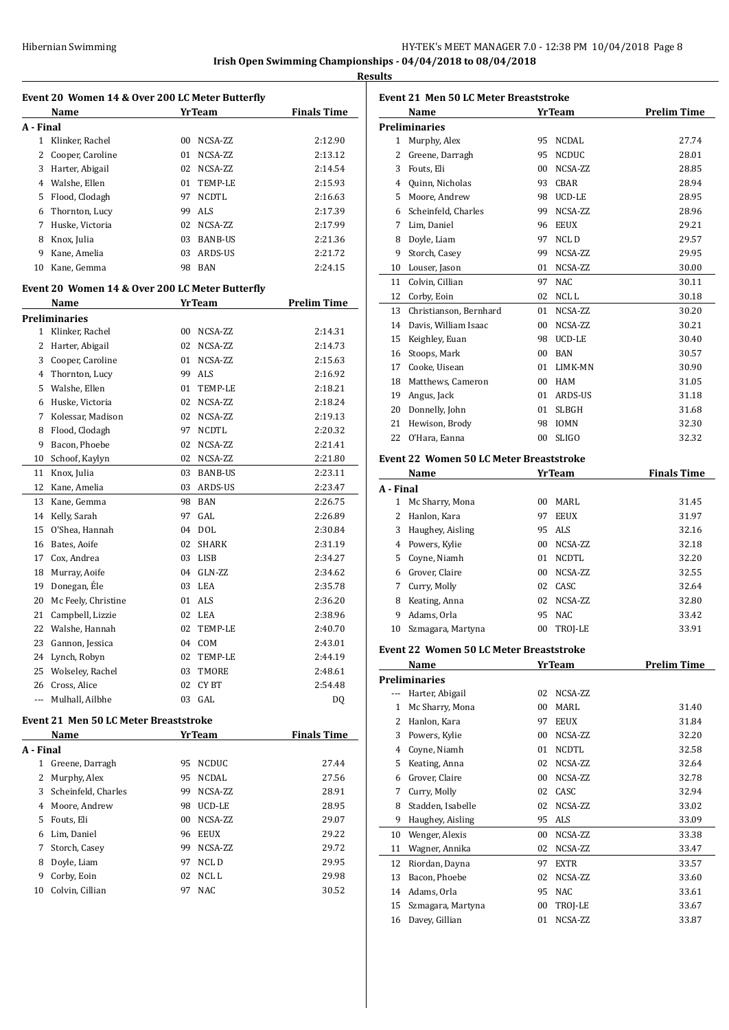Irish Open Swimming Championships - 04/04/2018 to 08/04/2018

**Results**

### Event 20 Women 14 & Over 200 LC Meter Butterfly

| | Name | Yr | Team | Finals Time |
|---|---|---|---|---|
| **A - Final** | | | | |
| 1 | Klinker, Rachel | 00 | NCSA-ZZ | 2:12.90 |
| 2 | Cooper, Caroline | 01 | NCSA-ZZ | 2:13.12 |
| 3 | Harter, Abigail | 02 | NCSA-ZZ | 2:14.54 |
| 4 | Walshe, Ellen | 01 | TEMP-LE | 2:15.93 |
| 5 | Flood, Clodagh | 97 | NCDTL | 2:16.63 |
| 6 | Thornton, Lucy | 99 | ALS | 2:17.39 |
| 7 | Huske, Victoria | 02 | NCSA-ZZ | 2:17.99 |
| 8 | Knox, Julia | 03 | BANB-US | 2:21.36 |
| 9 | Kane, Amelia | 03 | ARDS-US | 2:21.72 |
| 10 | Kane, Gemma | 98 | BAN | 2:24.15 |

### Event 20 Women 14 & Over 200 LC Meter Butterfly

| | Name | Yr | Team | Prelim Time |
|---|---|---|---|---|
| **Preliminaries** | | | | |
| 1 | Klinker, Rachel | 00 | NCSA-ZZ | 2:14.31 |
| 2 | Harter, Abigail | 02 | NCSA-ZZ | 2:14.73 |
| 3 | Cooper, Caroline | 01 | NCSA-ZZ | 2:15.63 |
| 4 | Thornton, Lucy | 99 | ALS | 2:16.92 |
| 5 | Walshe, Ellen | 01 | TEMP-LE | 2:18.21 |
| 6 | Huske, Victoria | 02 | NCSA-ZZ | 2:18.24 |
| 7 | Kolessar, Madison | 02 | NCSA-ZZ | 2:19.13 |
| 8 | Flood, Clodagh | 97 | NCDTL | 2:20.32 |
| 9 | Bacon, Phoebe | 02 | NCSA-ZZ | 2:21.41 |
| 10 | Schoof, Kaylyn | 02 | NCSA-ZZ | 2:21.80 |
| 11 | Knox, Julia | 03 | BANB-US | 2:23.11 |
| 12 | Kane, Amelia | 03 | ARDS-US | 2:23.47 |
| 13 | Kane, Gemma | 98 | BAN | 2:26.75 |
| 14 | Kelly, Sarah | 97 | GAL | 2:26.89 |
| 15 | O'Shea, Hannah | 04 | DOL | 2:30.84 |
| 16 | Bates, Aoife | 02 | SHARK | 2:31.19 |
| 17 | Cox, Andrea | 03 | LISB | 2:34.27 |
| 18 | Murray, Aoife | 04 | GLN-ZZ | 2:34.62 |
| 19 | Donegan, Éle | 03 | LEA | 2:35.78 |
| 20 | Mc Feely, Christine | 01 | ALS | 2:36.20 |
| 21 | Campbell, Lizzie | 02 | LEA | 2:38.96 |
| 22 | Walshe, Hannah | 02 | TEMP-LE | 2:40.70 |
| 23 | Gannon, Jessica | 04 | COM | 2:43.01 |
| 24 | Lynch, Robyn | 02 | TEMP-LE | 2:44.19 |
| 25 | Wolseley, Rachel | 03 | TMORE | 2:48.61 |
| 26 | Cross, Alice | 02 | CY BT | 2:54.48 |
| --- | Mulhall, Ailbhe | 03 | GAL | DQ |

### Event 21 Men 50 LC Meter Breaststroke

| | Name | Yr | Team | Finals Time |
|---|---|---|---|---|
| **A - Final** | | | | |
| 1 | Greene, Darragh | 95 | NCDUC | 27.44 |
| 2 | Murphy, Alex | 95 | NCDAL | 27.56 |
| 3 | Scheinfeld, Charles | 99 | NCSA-ZZ | 28.91 |
| 4 | Moore, Andrew | 98 | UCD-LE | 28.95 |
| 5 | Fouts, Eli | 00 | NCSA-ZZ | 29.07 |
| 6 | Lim, Daniel | 96 | EEUX | 29.22 |
| 7 | Storch, Casey | 99 | NCSA-ZZ | 29.72 |
| 8 | Doyle, Liam | 97 | NCL D | 29.95 |
| 9 | Corby, Eoin | 02 | NCL L | 29.98 |
| 10 | Colvin, Cillian | 97 | NAC | 30.52 |

### Event 21 Men 50 LC Meter Breaststroke

| | Name | Yr | Team | Prelim Time |
|---|---|---|---|---|
| **Preliminaries** | | | | |
| 1 | Murphy, Alex | 95 | NCDAL | 27.74 |
| 2 | Greene, Darragh | 95 | NCDUC | 28.01 |
| 3 | Fouts, Eli | 00 | NCSA-ZZ | 28.85 |
| 4 | Quinn, Nicholas | 93 | CBAR | 28.94 |
| 5 | Moore, Andrew | 98 | UCD-LE | 28.95 |
| 6 | Scheinfeld, Charles | 99 | NCSA-ZZ | 28.96 |
| 7 | Lim, Daniel | 96 | EEUX | 29.21 |
| 8 | Doyle, Liam | 97 | NCL D | 29.57 |
| 9 | Storch, Casey | 99 | NCSA-ZZ | 29.95 |
| 10 | Louser, Jason | 01 | NCSA-ZZ | 30.00 |
| 11 | Colvin, Cillian | 97 | NAC | 30.11 |
| 12 | Corby, Eoin | 02 | NCL L | 30.18 |
| 13 | Christiansson, Bernhard | 01 | NCSA-ZZ | 30.20 |
| 14 | Davis, William Isaac | 00 | NCSA-ZZ | 30.21 |
| 15 | Keighley, Euan | 98 | UCD-LE | 30.40 |
| 16 | Stoops, Mark | 00 | BAN | 30.57 |
| 17 | Cooke, Uisean | 01 | LIMK-MN | 30.90 |
| 18 | Matthews, Cameron | 00 | HAM | 31.05 |
| 19 | Angus, Jack | 01 | ARDS-US | 31.18 |
| 20 | Donnelly, John | 01 | SLBGH | 31.68 |
| 21 | Hewison, Brody | 98 | IOMN | 32.30 |
| 22 | O'Hara, Eanna | 00 | SLIGO | 32.32 |

### Event 22 Women 50 LC Meter Breaststroke

| | Name | Yr | Team | Finals Time |
|---|---|---|---|---|
| **A - Final** | | | | |
| 1 | Mc Sharry, Mona | 00 | MARL | 31.45 |
| 2 | Hanlon, Kara | 97 | EEUX | 31.97 |
| 3 | Haughey, Aisling | 95 | ALS | 32.16 |
| 4 | Powers, Kylie | 00 | NCSA-ZZ | 32.18 |
| 5 | Coyne, Niamh | 01 | NCDTL | 32.20 |
| 6 | Grover, Claire | 00 | NCSA-ZZ | 32.55 |
| 7 | Curry, Molly | 02 | CASC | 32.64 |
| 8 | Keating, Anna | 02 | NCSA-ZZ | 32.80 |
| 9 | Adams, Orla | 95 | NAC | 33.42 |
| 10 | Szmagara, Martyna | 00 | TROJ-LE | 33.91 |

### Event 22 Women 50 LC Meter Breaststroke

| | Name | Yr | Team | Prelim Time |
|---|---|---|---|---|
| **Preliminaries** | | | | |
| --- | Harter, Abigail | 02 | NCSA-ZZ | |
| 1 | Mc Sharry, Mona | 00 | MARL | 31.40 |
| 2 | Hanlon, Kara | 97 | EEUX | 31.84 |
| 3 | Powers, Kylie | 00 | NCSA-ZZ | 32.20 |
| 4 | Coyne, Niamh | 01 | NCDTL | 32.58 |
| 5 | Keating, Anna | 02 | NCSA-ZZ | 32.64 |
| 6 | Grover, Claire | 00 | NCSA-ZZ | 32.78 |
| 7 | Curry, Molly | 02 | CASC | 32.94 |
| 8 | Stadden, Isabelle | 02 | NCSA-ZZ | 33.02 |
| 9 | Haughey, Aisling | 95 | ALS | 33.09 |
| 10 | Wenger, Alexis | 00 | NCSA-ZZ | 33.38 |
| 11 | Wagner, Annika | 02 | NCSA-ZZ | 33.47 |
| 12 | Riordan, Dayna | 97 | EXTR | 33.57 |
| 13 | Bacon, Phoebe | 02 | NCSA-ZZ | 33.60 |
| 14 | Adams, Orla | 95 | NAC | 33.61 |
| 15 | Szmagara, Martyna | 00 | TROJ-LE | 33.67 |
| 16 | Davey, Gillian | 01 | NCSA-ZZ | 33.87 |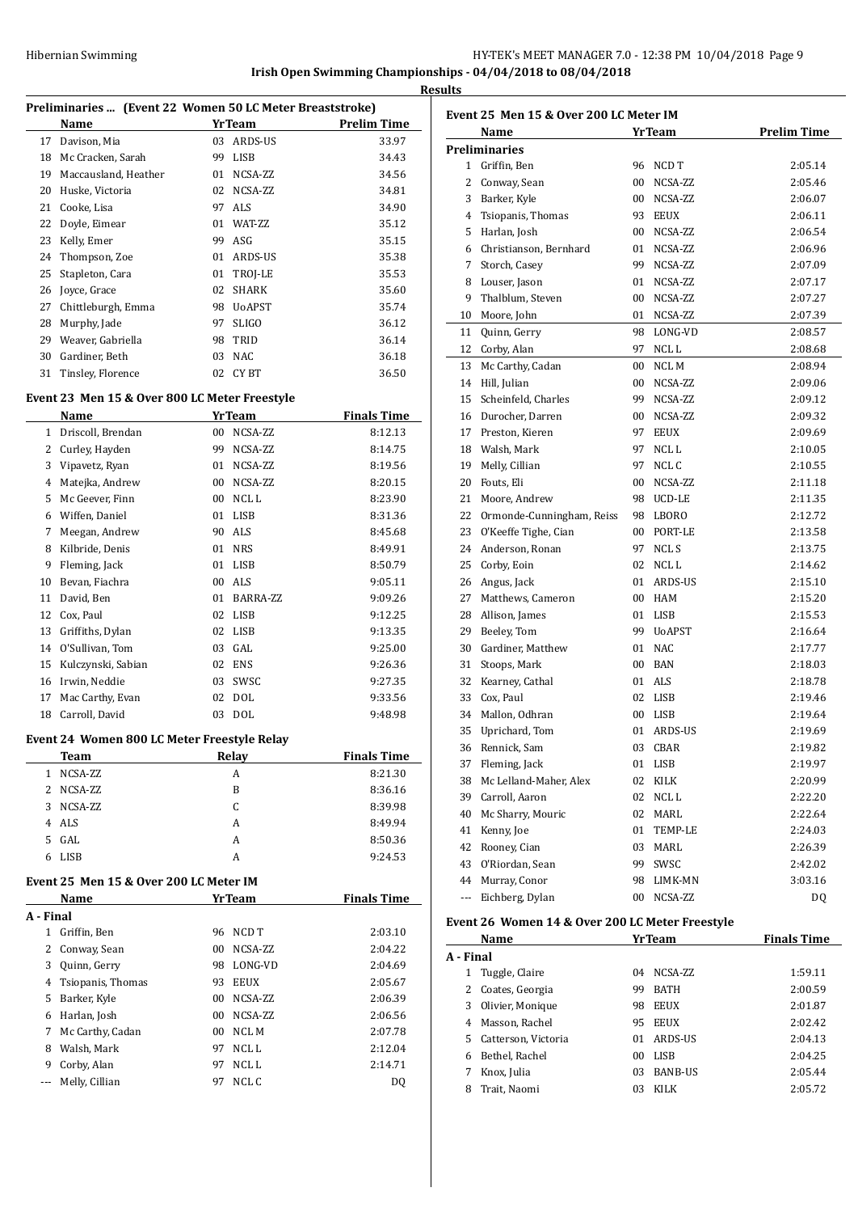**Irish Open Swimming Championships - 04/04/2018 to 08/04/2018**

**Results**

### Preliminaries ... (Event 22 Women 50 LC Meter Breaststroke)

| | Name | Yr | Team | Prelim Time |
|---|---|---|---|---|
| 17 | Davison, Mia | 03 | ARDS-US | 33.97 |
| 18 | Mc Cracken, Sarah | 99 | LISB | 34.43 |
| 19 | Maccausland, Heather | 01 | NCSA-ZZ | 34.56 |
| 20 | Huske, Victoria | 02 | NCSA-ZZ | 34.81 |
| 21 | Cooke, Lisa | 97 | ALS | 34.90 |
| 22 | Doyle, Eimear | 01 | WAT-ZZ | 35.12 |
| 23 | Kelly, Emer | 99 | ASG | 35.15 |
| 24 | Thompson, Zoe | 01 | ARDS-US | 35.38 |
| 25 | Stapleton, Cara | 01 | TROJ-LE | 35.53 |
| 26 | Joyce, Grace | 02 | SHARK | 35.60 |
| 27 | Chittleburgh, Emma | 98 | UoAPST | 35.74 |
| 28 | Murphy, Jade | 97 | SLIGO | 36.12 |
| 29 | Weaver, Gabriella | 98 | TRID | 36.14 |
| 30 | Gardiner, Beth | 03 | NAC | 36.18 |
| 31 | Tinsley, Florence | 02 | CY BT | 36.50 |

### Event 23 Men 15 & Over 800 LC Meter Freestyle

| | Name | Yr | Team | Finals Time |
|---|---|---|---|---|
| 1 | Driscoll, Brendan | 00 | NCSA-ZZ | 8:12.13 |
| 2 | Curley, Hayden | 99 | NCSA-ZZ | 8:14.75 |
| 3 | Vipavetz, Ryan | 01 | NCSA-ZZ | 8:19.56 |
| 4 | Matejka, Andrew | 00 | NCSA-ZZ | 8:20.15 |
| 5 | Mc Geever, Finn | 00 | NCL L | 8:23.90 |
| 6 | Wiffen, Daniel | 01 | LISB | 8:31.36 |
| 7 | Meegan, Andrew | 90 | ALS | 8:45.68 |
| 8 | Kilbride, Denis | 01 | NRS | 8:49.91 |
| 9 | Fleming, Jack | 01 | LISB | 8:50.79 |
| 10 | Bevan, Fiachra | 00 | ALS | 9:05.11 |
| 11 | David, Ben | 01 | BARRA-ZZ | 9:09.26 |
| 12 | Cox, Paul | 02 | LISB | 9:12.25 |
| 13 | Griffiths, Dylan | 02 | LISB | 9:13.35 |
| 14 | O'Sullivan, Tom | 03 | GAL | 9:25.00 |
| 15 | Kulczynski, Sabian | 02 | ENS | 9:26.36 |
| 16 | Irwin, Neddie | 03 | SWSC | 9:27.35 |
| 17 | Mac Carthy, Evan | 02 | DOL | 9:33.56 |
| 18 | Carroll, David | 03 | DOL | 9:48.98 |

### Event 24 Women 800 LC Meter Freestyle Relay

| | Team | Relay | Finals Time |
|---|---|---|---|
| 1 | NCSA-ZZ | A | 8:21.30 |
| 2 | NCSA-ZZ | B | 8:36.16 |
| 3 | NCSA-ZZ | C | 8:39.98 |
| 4 | ALS | A | 8:49.94 |
| 5 | GAL | A | 8:50.36 |
| 6 | LISB | A | 9:24.53 |

### Event 25 Men 15 & Over 200 LC Meter IM

**A - Final**

| | Name | Yr | Team | Finals Time |
|---|---|---|---|---|
| 1 | Griffin, Ben | 96 | NCD T | 2:03.10 |
| 2 | Conway, Sean | 00 | NCSA-ZZ | 2:04.22 |
| 3 | Quinn, Gerry | 98 | LONG-VD | 2:04.69 |
| 4 | Tsiopanis, Thomas | 93 | EEUX | 2:05.67 |
| 5 | Barker, Kyle | 00 | NCSA-ZZ | 2:06.39 |
| 6 | Harlan, Josh | 00 | NCSA-ZZ | 2:06.56 |
| 7 | Mc Carthy, Cadan | 00 | NCL M | 2:07.78 |
| 8 | Walsh, Mark | 97 | NCL L | 2:12.04 |
| 9 | Corby, Alan | 97 | NCL L | 2:14.71 |
| --- | Melly, Cillian | 97 | NCL C | DQ |

### Event 25 Men 15 & Over 200 LC Meter IM

**Preliminaries**

| | Name | Yr | Team | Prelim Time |
|---|---|---|---|---|
| 1 | Griffin, Ben | 96 | NCD T | 2:05.14 |
| 2 | Conway, Sean | 00 | NCSA-ZZ | 2:05.46 |
| 3 | Barker, Kyle | 00 | NCSA-ZZ | 2:06.07 |
| 4 | Tsiopanis, Thomas | 93 | EEUX | 2:06.11 |
| 5 | Harlan, Josh | 00 | NCSA-ZZ | 2:06.54 |
| 6 | Christianson, Bernhard | 01 | NCSA-ZZ | 2:06.96 |
| 7 | Storch, Casey | 99 | NCSA-ZZ | 2:07.09 |
| 8 | Louser, Jason | 01 | NCSA-ZZ | 2:07.17 |
| 9 | Thalblum, Steven | 00 | NCSA-ZZ | 2:07.27 |
| 10 | Moore, John | 01 | NCSA-ZZ | 2:07.39 |
| 11 | Quinn, Gerry | 98 | LONG-VD | 2:08.57 |
| 12 | Corby, Alan | 97 | NCL L | 2:08.68 |
| 13 | Mc Carthy, Cadan | 00 | NCL M | 2:08.94 |
| 14 | Hill, Julian | 00 | NCSA-ZZ | 2:09.06 |
| 15 | Scheinfeld, Charles | 99 | NCSA-ZZ | 2:09.12 |
| 16 | Durocher, Darren | 00 | NCSA-ZZ | 2:09.32 |
| 17 | Preston, Kieren | 97 | EEUX | 2:09.69 |
| 18 | Walsh, Mark | 97 | NCL L | 2:10.05 |
| 19 | Melly, Cillian | 97 | NCL C | 2:10.55 |
| 20 | Fouts, Eli | 00 | NCSA-ZZ | 2:11.18 |
| 21 | Moore, Andrew | 98 | UCD-LE | 2:11.35 |
| 22 | Ormonde-Cunningham, Reiss | 98 | LBORO | 2:12.72 |
| 23 | O'Keeffe Tighe, Cian | 00 | PORT-LE | 2:13.58 |
| 24 | Anderson, Ronan | 97 | NCL S | 2:13.75 |
| 25 | Corby, Eoin | 02 | NCL L | 2:14.62 |
| 26 | Angus, Jack | 01 | ARDS-US | 2:15.10 |
| 27 | Matthews, Cameron | 00 | HAM | 2:15.20 |
| 28 | Allison, James | 01 | LISB | 2:15.53 |
| 29 | Beeley, Tom | 99 | UoAPST | 2:16.64 |
| 30 | Gardiner, Matthew | 01 | NAC | 2:17.77 |
| 31 | Stoops, Mark | 00 | BAN | 2:18.03 |
| 32 | Kearney, Cathal | 01 | ALS | 2:18.78 |
| 33 | Cox, Paul | 02 | LISB | 2:19.46 |
| 34 | Mallon, Odhran | 00 | LISB | 2:19.64 |
| 35 | Uprichard, Tom | 01 | ARDS-US | 2:19.69 |
| 36 | Rennick, Sam | 03 | CBAR | 2:19.82 |
| 37 | Fleming, Jack | 01 | LISB | 2:19.97 |
| 38 | Mc Lelland-Maher, Alex | 02 | KILK | 2:20.99 |
| 39 | Carroll, Aaron | 02 | NCL L | 2:22.20 |
| 40 | Mc Sharry, Mouric | 02 | MARL | 2:22.64 |
| 41 | Kenny, Joe | 01 | TEMP-LE | 2:24.03 |
| 42 | Rooney, Cian | 03 | MARL | 2:26.39 |
| 43 | O'Riordan, Sean | 99 | SWSC | 2:42.02 |
| 44 | Murray, Conor | 98 | LIMK-MN | 3:03.16 |
| --- | Eichberg, Dylan | 00 | NCSA-ZZ | DQ |

### Event 26 Women 14 & Over 200 LC Meter Freestyle

**A - Final**

| | Name | Yr | Team | Finals Time |
|---|---|---|---|---|
| 1 | Tuggle, Claire | 04 | NCSA-ZZ | 1:59.11 |
| 2 | Coates, Georgia | 99 | BATH | 2:00.59 |
| 3 | Olivier, Monique | 98 | EEUX | 2:01.87 |
| 4 | Masson, Rachel | 95 | EEUX | 2:02.42 |
| 5 | Catterson, Victoria | 01 | ARDS-US | 2:04.13 |
| 6 | Bethel, Rachel | 00 | LISB | 2:04.25 |
| 7 | Knox, Julia | 03 | BANB-US | 2:05.44 |
| 8 | Trait, Naomi | 03 | KILK | 2:05.72 |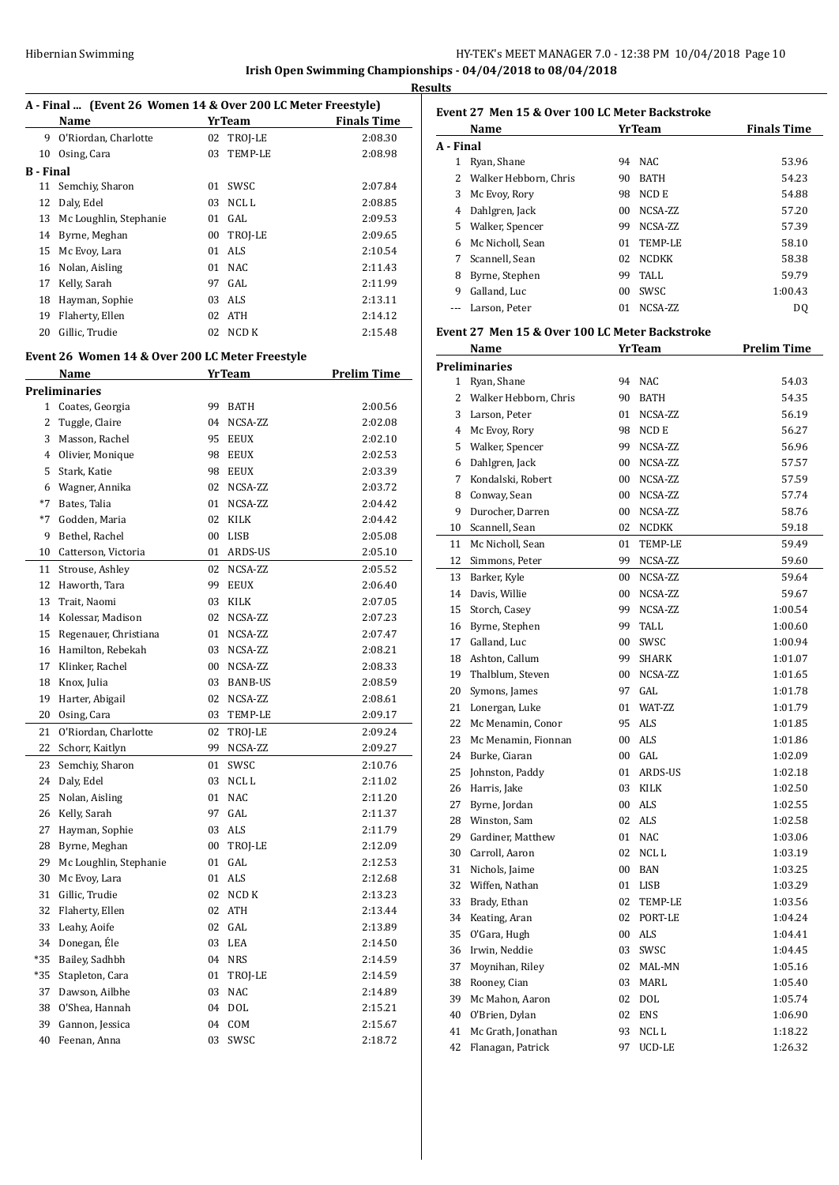# Irish Open Swimming Championships - 04/04/2018 to 08/04/2018

**Results**

### A - Final ... (Event 26 Women 14 & Over 200 LC Meter Freestyle)

| | Name | Yr | Team | Finals Time |
|---|---|---|---|---|
| 9 | O'Riordan, Charlotte | 02 | TROJ-LE | 2:08.30 |
| 10 | Osing, Cara | 03 | TEMP-LE | 2:08.98 |
| **B - Final** | | | | |
| 11 | Semchiy, Sharon | 01 | SWSC | 2:07.84 |
| 12 | Daly, Edel | 03 | NCL L | 2:08.85 |
| 13 | Mc Loughlin, Stephanie | 01 | GAL | 2:09.53 |
| 14 | Byrne, Meghan | 00 | TROJ-LE | 2:09.65 |
| 15 | Mc Evoy, Lara | 01 | ALS | 2:10.54 |
| 16 | Nolan, Aisling | 01 | NAC | 2:11.43 |
| 17 | Kelly, Sarah | 97 | GAL | 2:11.99 |
| 18 | Hayman, Sophie | 03 | ALS | 2:13.11 |
| 19 | Flaherty, Ellen | 02 | ATH | 2:14.12 |
| 20 | Gillic, Trudie | 02 | NCD K | 2:15.48 |

### Event 26 Women 14 & Over 200 LC Meter Freestyle

| | Name | Yr | Team | Prelim Time |
|---|---|---|---|---|
| **Preliminaries** | | | | |
| 1 | Coates, Georgia | 99 | BATH | 2:00.56 |
| 2 | Tuggle, Claire | 04 | NCSA-ZZ | 2:02.08 |
| 3 | Masson, Rachel | 95 | EEUX | 2:02.10 |
| 4 | Olivier, Monique | 98 | EEUX | 2:02.53 |
| 5 | Stark, Katie | 98 | EEUX | 2:03.39 |
| 6 | Wagner, Annika | 02 | NCSA-ZZ | 2:03.72 |
| *7 | Bates, Talia | 01 | NCSA-ZZ | 2:04.42 |
| *7 | Godden, Maria | 02 | KILK | 2:04.42 |
| 9 | Bethel, Rachel | 00 | LISB | 2:05.08 |
| 10 | Catterson, Victoria | 01 | ARDS-US | 2:05.10 |
| 11 | Strouse, Ashley | 02 | NCSA-ZZ | 2:05.52 |
| 12 | Haworth, Tara | 99 | EEUX | 2:06.40 |
| 13 | Trait, Naomi | 03 | KILK | 2:07.05 |
| 14 | Kolessar, Madison | 02 | NCSA-ZZ | 2:07.23 |
| 15 | Regenauer, Christiana | 01 | NCSA-ZZ | 2:07.47 |
| 16 | Hamilton, Rebekah | 03 | NCSA-ZZ | 2:08.21 |
| 17 | Klinker, Rachel | 00 | NCSA-ZZ | 2:08.33 |
| 18 | Knox, Julia | 03 | BANB-US | 2:08.59 |
| 19 | Harter, Abigail | 02 | NCSA-ZZ | 2:08.61 |
| 20 | Osing, Cara | 03 | TEMP-LE | 2:09.17 |
| 21 | O'Riordan, Charlotte | 02 | TROJ-LE | 2:09.24 |
| 22 | Schorr, Kaitlyn | 99 | NCSA-ZZ | 2:09.27 |
| 23 | Semchiy, Sharon | 01 | SWSC | 2:10.76 |
| 24 | Daly, Edel | 03 | NCL L | 2:11.02 |
| 25 | Nolan, Aisling | 01 | NAC | 2:11.20 |
| 26 | Kelly, Sarah | 97 | GAL | 2:11.37 |
| 27 | Hayman, Sophie | 03 | ALS | 2:11.79 |
| 28 | Byrne, Meghan | 00 | TROJ-LE | 2:12.09 |
| 29 | Mc Loughlin, Stephanie | 01 | GAL | 2:12.53 |
| 30 | Mc Evoy, Lara | 01 | ALS | 2:12.68 |
| 31 | Gillic, Trudie | 02 | NCD K | 2:13.23 |
| 32 | Flaherty, Ellen | 02 | ATH | 2:13.44 |
| 33 | Leahy, Aoife | 02 | GAL | 2:13.89 |
| 34 | Donegan, Éle | 03 | LEA | 2:14.50 |
| *35 | Bailey, Sadhbh | 04 | NRS | 2:14.59 |
| *35 | Stapleton, Cara | 01 | TROJ-LE | 2:14.59 |
| 37 | Dawson, Ailbhe | 03 | NAC | 2:14.89 |
| 38 | O'Shea, Hannah | 04 | DOL | 2:15.21 |
| 39 | Gannon, Jessica | 04 | COM | 2:15.67 |
| 40 | Feenan, Anna | 03 | SWSC | 2:18.72 |

### Event 27 Men 15 & Over 100 LC Meter Backstroke

| | Name | Yr | Team | Finals Time |
|---|---|---|---|---|
| **A - Final** | | | | |
| 1 | Ryan, Shane | 94 | NAC | 53.96 |
| 2 | Walker Hebborn, Chris | 90 | BATH | 54.23 |
| 3 | Mc Evoy, Rory | 98 | NCD E | 54.88 |
| 4 | Dahlgren, Jack | 00 | NCSA-ZZ | 57.20 |
| 5 | Walker, Spencer | 99 | NCSA-ZZ | 57.39 |
| 6 | Mc Nicholl, Sean | 01 | TEMP-LE | 58.10 |
| 7 | Scannell, Sean | 02 | NCDKK | 58.38 |
| 8 | Byrne, Stephen | 99 | TALL | 59.79 |
| 9 | Galland, Luc | 00 | SWSC | 1:00.43 |
| --- | Larson, Peter | 01 | NCSA-ZZ | DQ |

### Event 27 Men 15 & Over 100 LC Meter Backstroke

| | Name | Yr | Team | Prelim Time |
|---|---|---|---|---|
| **Preliminaries** | | | | |
| 1 | Ryan, Shane | 94 | NAC | 54.03 |
| 2 | Walker Hebborn, Chris | 90 | BATH | 54.35 |
| 3 | Larson, Peter | 01 | NCSA-ZZ | 56.19 |
| 4 | Mc Evoy, Rory | 98 | NCD E | 56.27 |
| 5 | Walker, Spencer | 99 | NCSA-ZZ | 56.96 |
| 6 | Dahlgren, Jack | 00 | NCSA-ZZ | 57.57 |
| 7 | Kondalski, Robert | 00 | NCSA-ZZ | 57.59 |
| 8 | Conway, Sean | 00 | NCSA-ZZ | 57.74 |
| 9 | Durocher, Darren | 00 | NCSA-ZZ | 58.76 |
| 10 | Scannell, Sean | 02 | NCDKK | 59.18 |
| 11 | Mc Nicholl, Sean | 01 | TEMP-LE | 59.49 |
| 12 | Simmons, Peter | 99 | NCSA-ZZ | 59.60 |
| 13 | Barker, Kyle | 00 | NCSA-ZZ | 59.64 |
| 14 | Davis, Willie | 00 | NCSA-ZZ | 59.67 |
| 15 | Storch, Casey | 99 | NCSA-ZZ | 1:00.54 |
| 16 | Byrne, Stephen | 99 | TALL | 1:00.60 |
| 17 | Galland, Luc | 00 | SWSC | 1:00.94 |
| 18 | Ashton, Callum | 99 | SHARK | 1:01.07 |
| 19 | Thalblum, Steven | 00 | NCSA-ZZ | 1:01.65 |
| 20 | Symons, James | 97 | GAL | 1:01.78 |
| 21 | Lonergan, Luke | 01 | WAT-ZZ | 1:01.79 |
| 22 | Mc Menamin, Conor | 95 | ALS | 1:01.85 |
| 23 | Mc Menamin, Fionnan | 00 | ALS | 1:01.86 |
| 24 | Burke, Ciaran | 00 | GAL | 1:02.09 |
| 25 | Johnston, Paddy | 01 | ARDS-US | 1:02.18 |
| 26 | Harris, Jake | 03 | KILK | 1:02.50 |
| 27 | Byrne, Jordan | 00 | ALS | 1:02.55 |
| 28 | Winston, Sam | 02 | ALS | 1:02.58 |
| 29 | Gardiner, Matthew | 01 | NAC | 1:03.06 |
| 30 | Carroll, Aaron | 02 | NCL L | 1:03.19 |
| 31 | Nichols, Jaime | 00 | BAN | 1:03.25 |
| 32 | Wiffen, Nathan | 01 | LISB | 1:03.29 |
| 33 | Brady, Ethan | 02 | TEMP-LE | 1:03.56 |
| 34 | Keating, Aran | 02 | PORT-LE | 1:04.24 |
| 35 | O'Gara, Hugh | 00 | ALS | 1:04.41 |
| 36 | Irwin, Neddie | 03 | SWSC | 1:04.45 |
| 37 | Moynihan, Riley | 02 | MAL-MN | 1:05.16 |
| 38 | Rooney, Cian | 03 | MARL | 1:05.40 |
| 39 | Mc Mahon, Aaron | 02 | DOL | 1:05.74 |
| 40 | O'Brien, Dylan | 02 | ENS | 1:06.90 |
| 41 | Mc Grath, Jonathan | 93 | NCL L | 1:18.22 |
| 42 | Flanagan, Patrick | 97 | UCD-LE | 1:26.32 |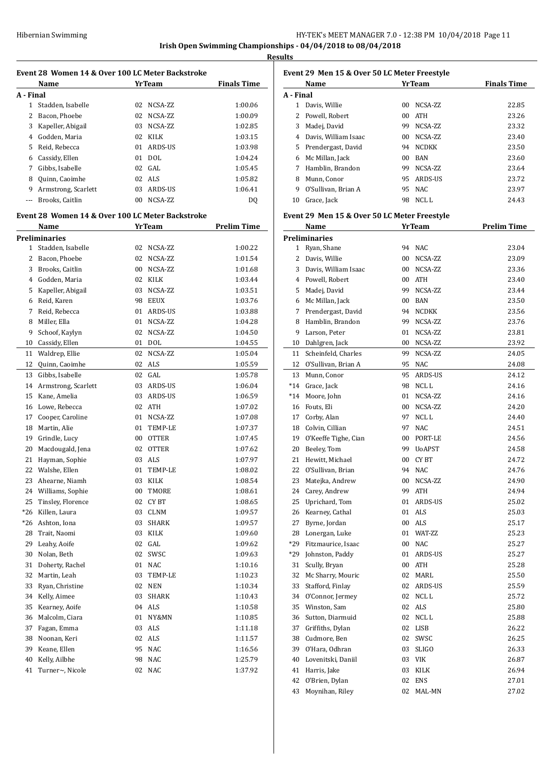## Irish Open Swimming Championships - 04/04/2018 to 08/04/2018

### Results

### Event 28 Women 14 & Over 100 LC Meter Backstroke

| | Name | Yr | Team | Finals Time |
|---|---|---|---|---|
| **A - Final** | | | | |
| 1 | Stadden, Isabelle | 02 | NCSA-ZZ | 1:00.06 |
| 2 | Bacon, Phoebe | 02 | NCSA-ZZ | 1:00.09 |
| 3 | Kapeller, Abigail | 03 | NCSA-ZZ | 1:02.85 |
| 4 | Godden, Maria | 02 | KILK | 1:03.15 |
| 5 | Reid, Rebecca | 01 | ARDS-US | 1:03.98 |
| 6 | Cassidy, Ellen | 01 | DOL | 1:04.24 |
| 7 | Gibbs, Isabelle | 02 | GAL | 1:05.45 |
| 8 | Quinn, Caoimhe | 02 | ALS | 1:05.82 |
| 9 | Armstrong, Scarlett | 03 | ARDS-US | 1:06.41 |
| --- | Brooks, Caitlin | 00 | NCSA-ZZ | DQ |

### Event 28 Women 14 & Over 100 LC Meter Backstroke

| | Name | Yr | Team | Prelim Time |
|---|---|---|---|---|
| **Preliminaries** | | | | |
| 1 | Stadden, Isabelle | 02 | NCSA-ZZ | 1:00.22 |
| 2 | Bacon, Phoebe | 02 | NCSA-ZZ | 1:01.54 |
| 3 | Brooks, Caitlin | 00 | NCSA-ZZ | 1:01.68 |
| 4 | Godden, Maria | 02 | KILK | 1:03.44 |
| 5 | Kapeller, Abigail | 03 | NCSA-ZZ | 1:03.51 |
| 6 | Reid, Karen | 98 | EEUX | 1:03.76 |
| 7 | Reid, Rebecca | 01 | ARDS-US | 1:03.88 |
| 8 | Miller, Ella | 01 | NCSA-ZZ | 1:04.28 |
| 9 | Schoof, Kaylyn | 02 | NCSA-ZZ | 1:04.50 |
| 10 | Cassidy, Ellen | 01 | DOL | 1:04.55 |
| 11 | Waldrep, Ellie | 02 | NCSA-ZZ | 1:05.04 |
| 12 | Quinn, Caoimhe | 02 | ALS | 1:05.59 |
| 13 | Gibbs, Isabelle | 02 | GAL | 1:05.78 |
| 14 | Armstrong, Scarlett | 03 | ARDS-US | 1:06.04 |
| 15 | Kane, Amelia | 03 | ARDS-US | 1:06.59 |
| 16 | Lowe, Rebecca | 02 | ATH | 1:07.02 |
| 17 | Cooper, Caroline | 01 | NCSA-ZZ | 1:07.08 |
| 18 | Martin, Alie | 01 | TEMP-LE | 1:07.37 |
| 19 | Grindle, Lucy | 00 | OTTER | 1:07.45 |
| 20 | Macdougald, Jena | 02 | OTTER | 1:07.62 |
| 21 | Hayman, Sophie | 03 | ALS | 1:07.97 |
| 22 | Walshe, Ellen | 01 | TEMP-LE | 1:08.02 |
| 23 | Ahearne, Niamh | 03 | KILK | 1:08.54 |
| 24 | Williams, Sophie | 00 | TMORE | 1:08.61 |
| 25 | Tinsley, Florence | 02 | CY BT | 1:08.65 |
| *26 | Killen, Laura | 03 | CLNM | 1:09.57 |
| *26 | Ashton, Iona | 03 | SHARK | 1:09.57 |
| 28 | Trait, Naomi | 03 | KILK | 1:09.60 |
| 29 | Leahy, Aoife | 02 | GAL | 1:09.62 |
| 30 | Nolan, Beth | 02 | SWSC | 1:09.63 |
| 31 | Doherty, Rachel | 01 | NAC | 1:10.16 |
| 32 | Martin, Leah | 03 | TEMP-LE | 1:10.23 |
| 33 | Ryan, Christine | 02 | NEN | 1:10.34 |
| 34 | Kelly, Aimee | 03 | SHARK | 1:10.43 |
| 35 | Kearney, Aoife | 04 | ALS | 1:10.58 |
| 36 | Malcolm, Ciara | 01 | NY&MN | 1:10.85 |
| 37 | Fagan, Emma | 03 | ALS | 1:11.18 |
| 38 | Noonan, Keri | 02 | ALS | 1:11.57 |
| 39 | Keane, Ellen | 95 | NAC | 1:16.56 |
| 40 | Kelly, Ailbhe | 98 | NAC | 1:25.79 |
| 41 | Turner~, Nicole | 02 | NAC | 1:37.92 |

### Event 29 Men 15 & Over 50 LC Meter Freestyle

| | Name | Yr | Team | Finals Time |
|---|---|---|---|---|
| **A - Final** | | | | |
| 1 | Davis, Willie | 00 | NCSA-ZZ | 22.85 |
| 2 | Powell, Robert | 00 | ATH | 23.26 |
| 3 | Madej, David | 99 | NCSA-ZZ | 23.32 |
| 4 | Davis, William Isaac | 00 | NCSA-ZZ | 23.40 |
| 5 | Prendergast, David | 94 | NCDKK | 23.50 |
| 6 | Mc Millan, Jack | 00 | BAN | 23.60 |
| 7 | Hamblin, Brandon | 99 | NCSA-ZZ | 23.64 |
| 8 | Munn, Conor | 95 | ARDS-US | 23.72 |
| 9 | O'Sullivan, Brian A | 95 | NAC | 23.97 |
| 10 | Grace, Jack | 98 | NCL L | 24.43 |

### Event 29 Men 15 & Over 50 LC Meter Freestyle

| | Name | Yr | Team | Prelim Time |
|---|---|---|---|---|
| **Preliminaries** | | | | |
| 1 | Ryan, Shane | 94 | NAC | 23.04 |
| 2 | Davis, Willie | 00 | NCSA-ZZ | 23.09 |
| 3 | Davis, William Isaac | 00 | NCSA-ZZ | 23.36 |
| 4 | Powell, Robert | 00 | ATH | 23.40 |
| 5 | Madej, David | 99 | NCSA-ZZ | 23.44 |
| 6 | Mc Millan, Jack | 00 | BAN | 23.50 |
| 7 | Prendergast, David | 94 | NCDKK | 23.56 |
| 8 | Hamblin, Brandon | 99 | NCSA-ZZ | 23.76 |
| 9 | Larson, Peter | 01 | NCSA-ZZ | 23.81 |
| 10 | Dahlgren, Jack | 00 | NCSA-ZZ | 23.92 |
| 11 | Scheinfeld, Charles | 99 | NCSA-ZZ | 24.05 |
| 12 | O'Sullivan, Brian A | 95 | NAC | 24.08 |
| 13 | Munn, Conor | 95 | ARDS-US | 24.12 |
| *14 | Grace, Jack | 98 | NCL L | 24.16 |
| *14 | Moore, John | 01 | NCSA-ZZ | 24.16 |
| 16 | Fouts, Eli | 00 | NCSA-ZZ | 24.20 |
| 17 | Corby, Alan | 97 | NCL L | 24.40 |
| 18 | Colvin, Cillian | 97 | NAC | 24.51 |
| 19 | O'Keeffe Tighe, Cian | 00 | PORT-LE | 24.56 |
| 20 | Beeley, Tom | 99 | UoAPST | 24.58 |
| 21 | Hewitt, Michael | 00 | CY BT | 24.72 |
| 22 | O'Sullivan, Brian | 94 | NAC | 24.76 |
| 23 | Matejka, Andrew | 00 | NCSA-ZZ | 24.90 |
| 24 | Carey, Andrew | 99 | ATH | 24.94 |
| 25 | Uprichard, Tom | 01 | ARDS-US | 25.02 |
| 26 | Kearney, Cathal | 01 | ALS | 25.03 |
| 27 | Byrne, Jordan | 00 | ALS | 25.17 |
| 28 | Lonergan, Luke | 01 | WAT-ZZ | 25.23 |
| *29 | Fitzmaurice, Isaac | 00 | NAC | 25.27 |
| *29 | Johnston, Paddy | 01 | ARDS-US | 25.27 |
| 31 | Scully, Bryan | 00 | ATH | 25.28 |
| 32 | Mc Sharry, Mouric | 02 | MARL | 25.50 |
| 33 | Stafford, Finlay | 02 | ARDS-US | 25.59 |
| 34 | O'Connor, Jermey | 02 | NCL L | 25.72 |
| 35 | Winston, Sam | 02 | ALS | 25.80 |
| 36 | Sutton, Diarmuid | 02 | NCL L | 25.88 |
| 37 | Griffiths, Dylan | 02 | LISB | 26.22 |
| 38 | Cudmore, Ben | 02 | SWSC | 26.25 |
| 39 | O'Hara, Odhran | 03 | SLIGO | 26.33 |
| 40 | Lovenitski, Daniil | 03 | VIK | 26.87 |
| 41 | Harris, Jake | 03 | KILK | 26.94 |
| 42 | O'Brien, Dylan | 02 | ENS | 27.01 |
| 43 | Moynihan, Riley | 02 | MAL-MN | 27.02 |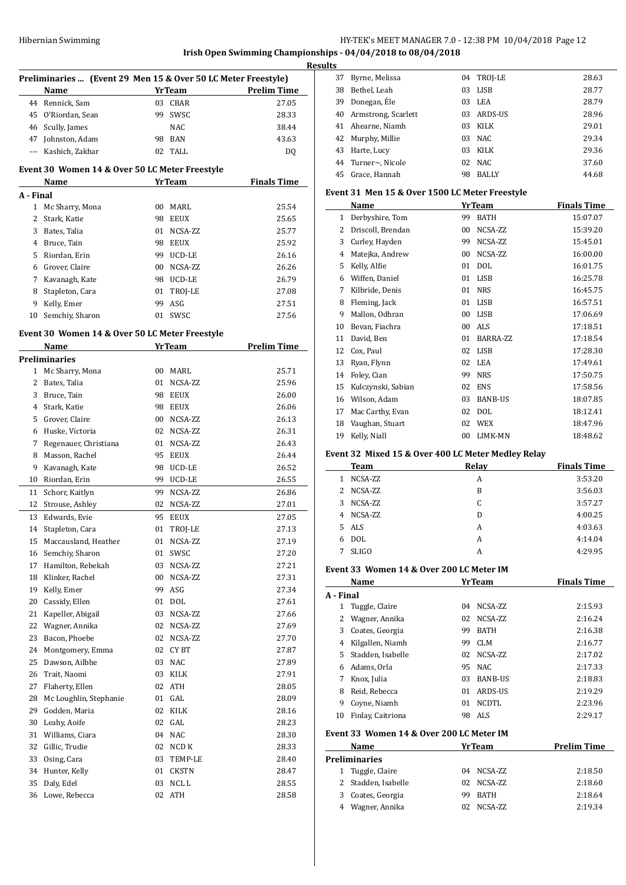Hibernian Swimming

HY-TEK's MEET MANAGER 7.0 - 12:38 PM 10/04/2018 Page 12

**Irish Open Swimming Championships - 04/04/2018 to 08/04/2018**

**Results**

### Preliminaries ... (Event 29 Men 15 & Over 50 LC Meter Freestyle)

| | Name | Yr | Team | Prelim Time |
|---|---|---|---|---|
| 44 | Rennick, Sam | 03 | CBAR | 27.05 |
| 45 | O'Riordan, Sean | 99 | SWSC | 28.33 |
| 46 | Scully, James | | NAC | 38.44 |
| 47 | Johnston, Adam | 98 | BAN | 43.63 |
| --- | Kashich, Zakhar | 02 | TALL | DQ |

### Event 30 Women 14 & Over 50 LC Meter Freestyle

| | Name | Yr | Team | Finals Time |
|---|---|---|---|---|
| **A - Final** | | | | |
| 1 | Mc Sharry, Mona | 00 | MARL | 25.54 |
| 2 | Stark, Katie | 98 | EEUX | 25.65 |
| 3 | Bates, Talia | 01 | NCSA-ZZ | 25.77 |
| 4 | Bruce, Tain | 98 | EEUX | 25.92 |
| 5 | Riordan, Erin | 99 | UCD-LE | 26.16 |
| 6 | Grover, Claire | 00 | NCSA-ZZ | 26.26 |
| 7 | Kavanagh, Kate | 98 | UCD-LE | 26.79 |
| 8 | Stapleton, Cara | 01 | TROJ-LE | 27.08 |
| 9 | Kelly, Emer | 99 | ASG | 27.51 |
| 10 | Semchiy, Sharon | 01 | SWSC | 27.56 |

### Event 30 Women 14 & Over 50 LC Meter Freestyle

| | Name | Yr | Team | Prelim Time |
|---|---|---|---|---|
| **Preliminaries** | | | | |
| 1 | Mc Sharry, Mona | 00 | MARL | 25.71 |
| 2 | Bates, Talia | 01 | NCSA-ZZ | 25.96 |
| 3 | Bruce, Tain | 98 | EEUX | 26.00 |
| 4 | Stark, Katie | 98 | EEUX | 26.06 |
| 5 | Grover, Claire | 00 | NCSA-ZZ | 26.13 |
| 6 | Huske, Victoria | 02 | NCSA-ZZ | 26.31 |
| 7 | Regenauer, Christiana | 01 | NCSA-ZZ | 26.43 |
| 8 | Masson, Rachel | 95 | EEUX | 26.44 |
| 9 | Kavanagh, Kate | 98 | UCD-LE | 26.52 |
| 10 | Riordan, Erin | 99 | UCD-LE | 26.55 |
| 11 | Schorr, Kaitlyn | 99 | NCSA-ZZ | 26.86 |
| 12 | Strouse, Ashley | 02 | NCSA-ZZ | 27.01 |
| 13 | Edwards, Evie | 95 | EEUX | 27.05 |
| 14 | Stapleton, Cara | 01 | TROJ-LE | 27.13 |
| 15 | Maccausland, Heather | 01 | NCSA-ZZ | 27.19 |
| 16 | Semchiy, Sharon | 01 | SWSC | 27.20 |
| 17 | Hamilton, Rebekah | 03 | NCSA-ZZ | 27.21 |
| 18 | Klinker, Rachel | 00 | NCSA-ZZ | 27.31 |
| 19 | Kelly, Emer | 99 | ASG | 27.34 |
| 20 | Cassidy, Ellen | 01 | DOL | 27.61 |
| 21 | Kapeller, Abigail | 03 | NCSA-ZZ | 27.66 |
| 22 | Wagner, Annika | 02 | NCSA-ZZ | 27.69 |
| 23 | Bacon, Phoebe | 02 | NCSA-ZZ | 27.70 |
| 24 | Montgomery, Emma | 02 | CY BT | 27.87 |
| 25 | Dawson, Ailbhe | 03 | NAC | 27.89 |
| 26 | Trait, Naomi | 03 | KILK | 27.91 |
| 27 | Flaherty, Ellen | 02 | ATH | 28.05 |
| 28 | Mc Loughlin, Stephanie | 01 | GAL | 28.09 |
| 29 | Godden, Maria | 02 | KILK | 28.16 |
| 30 | Leahy, Aoife | 02 | GAL | 28.23 |
| 31 | Williams, Ciara | 04 | NAC | 28.30 |
| 32 | Gillic, Trudie | 02 | NCD K | 28.33 |
| 33 | Osing, Cara | 03 | TEMP-LE | 28.40 |
| 34 | Hunter, Kelly | 01 | CKSTN | 28.47 |
| 35 | Daly, Edel | 03 | NCL L | 28.55 |
| 36 | Lowe, Rebecca | 02 | ATH | 28.58 |
| 37 | Byrne, Melissa | 04 | TROJ-LE | 28.63 |
| 38 | Bethel, Leah | 03 | LISB | 28.77 |
| 39 | Donegan, Éle | 03 | LEA | 28.79 |
| 40 | Armstrong, Scarlett | 03 | ARDS-US | 28.96 |
| 41 | Ahearne, Niamh | 03 | KILK | 29.01 |
| 42 | Murphy, Millie | 03 | NAC | 29.34 |
| 43 | Harte, Lucy | 03 | KILK | 29.36 |
| 44 | Turner~, Nicole | 02 | NAC | 37.60 |
| 45 | Grace, Hannah | 98 | BALLY | 44.68 |

### Event 31 Men 15 & Over 1500 LC Meter Freestyle

| | Name | Yr | Team | Finals Time |
|---|---|---|---|---|
| 1 | Derbyshire, Tom | 99 | BATH | 15:07.07 |
| 2 | Driscoll, Brendan | 00 | NCSA-ZZ | 15:39.20 |
| 3 | Curley, Hayden | 99 | NCSA-ZZ | 15:45.01 |
| 4 | Matejka, Andrew | 00 | NCSA-ZZ | 16:00.00 |
| 5 | Kelly, Alfie | 01 | DOL | 16:01.75 |
| 6 | Wiffen, Daniel | 01 | LISB | 16:25.78 |
| 7 | Kilbride, Denis | 01 | NRS | 16:45.75 |
| 8 | Fleming, Jack | 01 | LISB | 16:57.51 |
| 9 | Mallon, Odhran | 00 | LISB | 17:06.69 |
| 10 | Bevan, Fiachra | 00 | ALS | 17:18.51 |
| 11 | David, Ben | 01 | BARRA-ZZ | 17:18.54 |
| 12 | Cox, Paul | 02 | LISB | 17:28.30 |
| 13 | Ryan, Flynn | 02 | LEA | 17:49.61 |
| 14 | Foley, Cian | 99 | NRS | 17:50.75 |
| 15 | Kulczynski, Sabian | 02 | ENS | 17:58.56 |
| 16 | Wilson, Adam | 03 | BANB-US | 18:07.85 |
| 17 | Mac Carthy, Evan | 02 | DOL | 18:12.41 |
| 18 | Vaughan, Stuart | 02 | WEX | 18:47.96 |
| 19 | Kelly, Niall | 00 | LIMK-MN | 18:48.62 |

### Event 32 Mixed 15 & Over 400 LC Meter Medley Relay

| | Team | Relay | Finals Time |
|---|---|---|---|
| 1 | NCSA-ZZ | A | 3:53.20 |
| 2 | NCSA-ZZ | B | 3:56.03 |
| 3 | NCSA-ZZ | C | 3:57.27 |
| 4 | NCSA-ZZ | D | 4:00.25 |
| 5 | ALS | A | 4:03.63 |
| 6 | DOL | A | 4:14.04 |
| 7 | SLIGO | A | 4:29.95 |

### Event 33 Women 14 & Over 200 LC Meter IM

| | Name | Yr | Team | Finals Time |
|---|---|---|---|---|
| **A - Final** | | | | |
| 1 | Tuggle, Claire | 04 | NCSA-ZZ | 2:15.93 |
| 2 | Wagner, Annika | 02 | NCSA-ZZ | 2:16.24 |
| 3 | Coates, Georgia | 99 | BATH | 2:16.38 |
| 4 | Kilgallen, Niamh | 99 | CLM | 2:16.77 |
| 5 | Stadden, Isabelle | 02 | NCSA-ZZ | 2:17.02 |
| 6 | Adams, Orla | 95 | NAC | 2:17.33 |
| 7 | Knox, Julia | 03 | BANB-US | 2:18.83 |
| 8 | Reid, Rebecca | 01 | ARDS-US | 2:19.29 |
| 9 | Coyne, Niamh | 01 | NCDTL | 2:23.96 |
| 10 | Finlay, Caitriona | 98 | ALS | 2:29.17 |

### Event 33 Women 14 & Over 200 LC Meter IM

| | Name | Yr | Team | Prelim Time |
|---|---|---|---|---|
| **Preliminaries** | | | | |
| 1 | Tuggle, Claire | 04 | NCSA-ZZ | 2:18.50 |
| 2 | Stadden, Isabelle | 02 | NCSA-ZZ | 2:18.60 |
| 3 | Coates, Georgia | 99 | BATH | 2:18.64 |
| 4 | Wagner, Annika | 02 | NCSA-ZZ | 2:19.34 |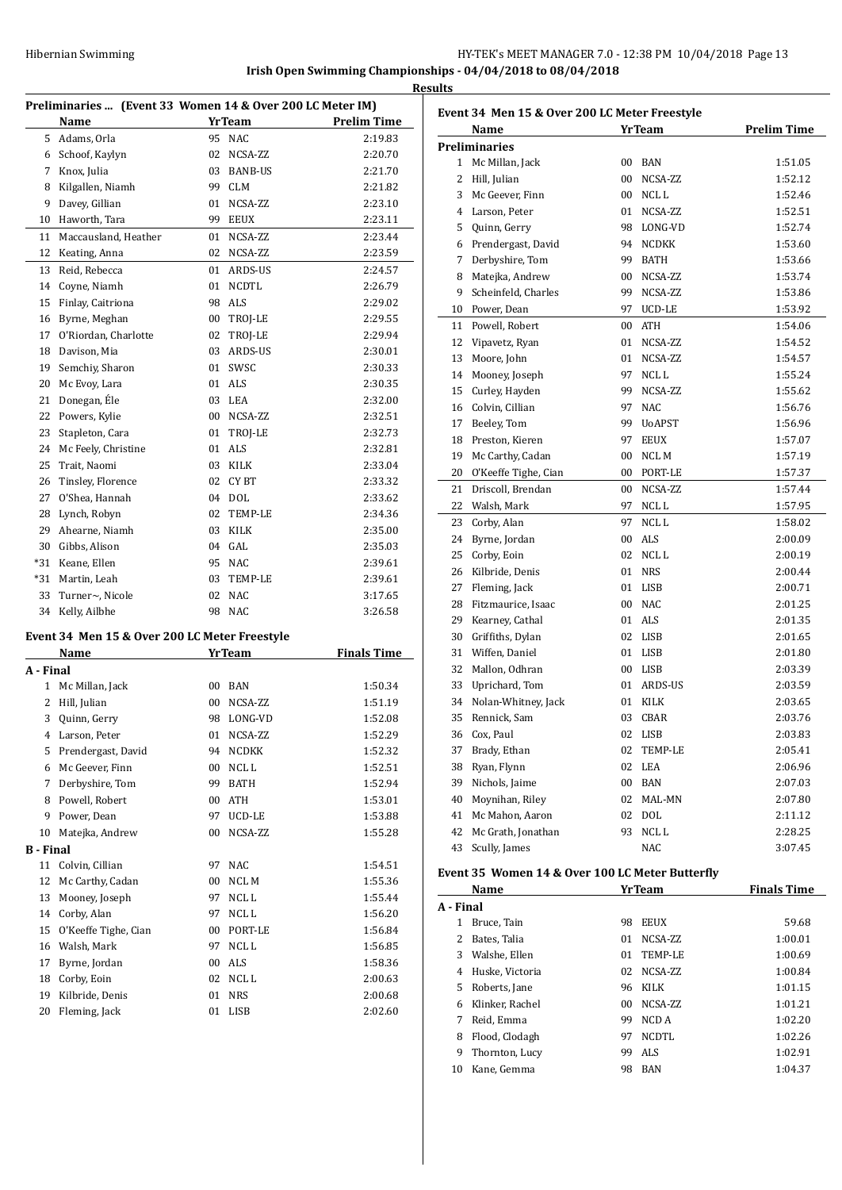**Irish Open Swimming Championships - 04/04/2018 to 08/04/2018**

**Results**

### Preliminaries ... (Event 33 Women 14 & Over 200 LC Meter IM)

| | Name | Yr | Team | Prelim Time |
|---|---|---|---|---|
| 5 | Adams, Orla | 95 | NAC | 2:19.83 |
| 6 | Schoof, Kaylyn | 02 | NCSA-ZZ | 2:20.70 |
| 7 | Knox, Julia | 03 | BANB-US | 2:21.70 |
| 8 | Kilgallen, Niamh | 99 | CLM | 2:21.82 |
| 9 | Davey, Gillian | 01 | NCSA-ZZ | 2:23.10 |
| 10 | Haworth, Tara | 99 | EEUX | 2:23.11 |
| 11 | Maccausland, Heather | 01 | NCSA-ZZ | 2:23.44 |
| 12 | Keating, Anna | 02 | NCSA-ZZ | 2:23.59 |
| 13 | Reid, Rebecca | 01 | ARDS-US | 2:24.57 |
| 14 | Coyne, Niamh | 01 | NCDTL | 2:26.79 |
| 15 | Finlay, Caitriona | 98 | ALS | 2:29.02 |
| 16 | Byrne, Meghan | 00 | TROJ-LE | 2:29.55 |
| 17 | O'Riordan, Charlotte | 02 | TROJ-LE | 2:29.94 |
| 18 | Davison, Mia | 03 | ARDS-US | 2:30.01 |
| 19 | Semchiy, Sharon | 01 | SWSC | 2:30.33 |
| 20 | Mc Evoy, Lara | 01 | ALS | 2:30.35 |
| 21 | Donegan, Éle | 03 | LEA | 2:32.00 |
| 22 | Powers, Kylie | 00 | NCSA-ZZ | 2:32.51 |
| 23 | Stapleton, Cara | 01 | TROJ-LE | 2:32.73 |
| 24 | Mc Feely, Christine | 01 | ALS | 2:32.81 |
| 25 | Trait, Naomi | 03 | KILK | 2:33.04 |
| 26 | Tinsley, Florence | 02 | CY BT | 2:33.32 |
| 27 | O'Shea, Hannah | 04 | DOL | 2:33.62 |
| 28 | Lynch, Robyn | 02 | TEMP-LE | 2:34.36 |
| 29 | Ahearne, Niamh | 03 | KILK | 2:35.00 |
| 30 | Gibbs, Alison | 04 | GAL | 2:35.03 |
| *31 | Keane, Ellen | 95 | NAC | 2:39.61 |
| *31 | Martin, Leah | 03 | TEMP-LE | 2:39.61 |
| 33 | Turner~, Nicole | 02 | NAC | 3:17.65 |
| 34 | Kelly, Ailbhe | 98 | NAC | 3:26.58 |

### Event 34 Men 15 & Over 200 LC Meter Freestyle

| | Name | Yr | Team | Finals Time |
|---|---|---|---|---|
| **A - Final** | | | | |
| 1 | Mc Millan, Jack | 00 | BAN | 1:50.34 |
| 2 | Hill, Julian | 00 | NCSA-ZZ | 1:51.19 |
| 3 | Quinn, Gerry | 98 | LONG-VD | 1:52.08 |
| 4 | Larson, Peter | 01 | NCSA-ZZ | 1:52.29 |
| 5 | Prendergast, David | 94 | NCDKK | 1:52.32 |
| 6 | Mc Geever, Finn | 00 | NCL L | 1:52.51 |
| 7 | Derbyshire, Tom | 99 | BATH | 1:52.94 |
| 8 | Powell, Robert | 00 | ATH | 1:53.01 |
| 9 | Power, Dean | 97 | UCD-LE | 1:53.88 |
| 10 | Matejka, Andrew | 00 | NCSA-ZZ | 1:55.28 |
| **B - Final** | | | | |
| 11 | Colvin, Cillian | 97 | NAC | 1:54.51 |
| 12 | Mc Carthy, Cadan | 00 | NCL M | 1:55.36 |
| 13 | Mooney, Joseph | 97 | NCL L | 1:55.44 |
| 14 | Corby, Alan | 97 | NCL L | 1:56.20 |
| 15 | O'Keeffe Tighe, Cian | 00 | PORT-LE | 1:56.84 |
| 16 | Walsh, Mark | 97 | NCL L | 1:56.85 |
| 17 | Byrne, Jordan | 00 | ALS | 1:58.36 |
| 18 | Corby, Eoin | 02 | NCL L | 2:00.63 |
| 19 | Kilbride, Denis | 01 | NRS | 2:00.68 |
| 20 | Fleming, Jack | 01 | LISB | 2:02.60 |

### Event 34 Men 15 & Over 200 LC Meter Freestyle

| | Name | Yr | Team | Prelim Time |
|---|---|---|---|---|
| **Preliminaries** | | | | |
| 1 | Mc Millan, Jack | 00 | BAN | 1:51.05 |
| 2 | Hill, Julian | 00 | NCSA-ZZ | 1:52.12 |
| 3 | Mc Geever, Finn | 00 | NCL L | 1:52.46 |
| 4 | Larson, Peter | 01 | NCSA-ZZ | 1:52.51 |
| 5 | Quinn, Gerry | 98 | LONG-VD | 1:52.74 |
| 6 | Prendergast, David | 94 | NCDKK | 1:53.60 |
| 7 | Derbyshire, Tom | 99 | BATH | 1:53.66 |
| 8 | Matejka, Andrew | 00 | NCSA-ZZ | 1:53.74 |
| 9 | Scheinfeld, Charles | 99 | NCSA-ZZ | 1:53.86 |
| 10 | Power, Dean | 97 | UCD-LE | 1:53.92 |
| 11 | Powell, Robert | 00 | ATH | 1:54.06 |
| 12 | Vipavetz, Ryan | 01 | NCSA-ZZ | 1:54.52 |
| 13 | Moore, John | 01 | NCSA-ZZ | 1:54.57 |
| 14 | Mooney, Joseph | 97 | NCL L | 1:55.24 |
| 15 | Curley, Hayden | 99 | NCSA-ZZ | 1:55.62 |
| 16 | Colvin, Cillian | 97 | NAC | 1:56.76 |
| 17 | Beeley, Tom | 99 | UoAPST | 1:56.96 |
| 18 | Preston, Kieren | 97 | EEUX | 1:57.07 |
| 19 | Mc Carthy, Cadan | 00 | NCL M | 1:57.19 |
| 20 | O'Keeffe Tighe, Cian | 00 | PORT-LE | 1:57.37 |
| 21 | Driscoll, Brendan | 00 | NCSA-ZZ | 1:57.44 |
| 22 | Walsh, Mark | 97 | NCL L | 1:57.95 |
| 23 | Corby, Alan | 97 | NCL L | 1:58.02 |
| 24 | Byrne, Jordan | 00 | ALS | 2:00.09 |
| 25 | Corby, Eoin | 02 | NCL L | 2:00.19 |
| 26 | Kilbride, Denis | 01 | NRS | 2:00.44 |
| 27 | Fleming, Jack | 01 | LISB | 2:00.71 |
| 28 | Fitzmaurice, Isaac | 00 | NAC | 2:01.25 |
| 29 | Kearney, Cathal | 01 | ALS | 2:01.35 |
| 30 | Griffiths, Dylan | 02 | LISB | 2:01.65 |
| 31 | Wiffen, Daniel | 01 | LISB | 2:01.80 |
| 32 | Mallon, Odhran | 00 | LISB | 2:03.39 |
| 33 | Uprichard, Tom | 01 | ARDS-US | 2:03.59 |
| 34 | Nolan-Whitney, Jack | 01 | KILK | 2:03.65 |
| 35 | Rennick, Sam | 03 | CBAR | 2:03.76 |
| 36 | Cox, Paul | 02 | LISB | 2:03.83 |
| 37 | Brady, Ethan | 02 | TEMP-LE | 2:05.41 |
| 38 | Ryan, Flynn | 02 | LEA | 2:06.96 |
| 39 | Nichols, Jaime | 00 | BAN | 2:07.03 |
| 40 | Moynihan, Riley | 02 | MAL-MN | 2:07.80 |
| 41 | Mc Mahon, Aaron | 02 | DOL | 2:11.12 |
| 42 | Mc Grath, Jonathan | 93 | NCL L | 2:28.25 |
| 43 | Scully, James | | NAC | 3:07.45 |

### Event 35 Women 14 & Over 100 LC Meter Butterfly

| | Name | Yr | Team | Finals Time |
|---|---|---|---|---|
| **A - Final** | | | | |
| 1 | Bruce, Tain | 98 | EEUX | 59.68 |
| 2 | Bates, Talia | 01 | NCSA-ZZ | 1:00.01 |
| 3 | Walshe, Ellen | 01 | TEMP-LE | 1:00.69 |
| 4 | Huske, Victoria | 02 | NCSA-ZZ | 1:00.84 |
| 5 | Roberts, Jane | 96 | KILK | 1:01.15 |
| 6 | Klinker, Rachel | 00 | NCSA-ZZ | 1:01.21 |
| 7 | Reid, Emma | 99 | NCD A | 1:02.20 |
| 8 | Flood, Clodagh | 97 | NCDTL | 1:02.26 |
| 9 | Thornton, Lucy | 99 | ALS | 1:02.91 |
| 10 | Kane, Gemma | 98 | BAN | 1:04.37 |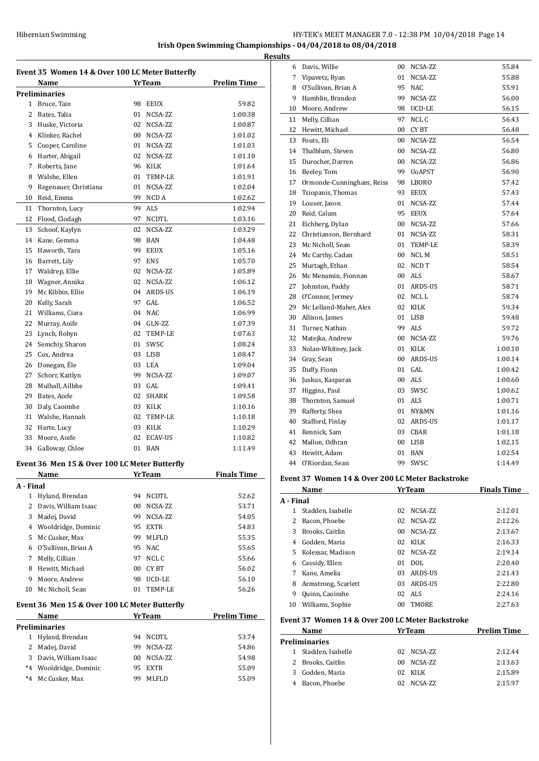**Irish Open Swimming Championships - 04/04/2018 to 08/04/2018**

**Results**

### Event 35 Women 14 & Over 100 LC Meter Butterfly

| | Name | Yr | Team | Prelim Time |
|---|---|---|---|---|
| **Preliminaries** | | | | |
| 1 | Bruce, Tain | 98 | EEUX | 59.82 |
| 2 | Bates, Talia | 01 | NCSA-ZZ | 1:00.38 |
| 3 | Huske, Victoria | 02 | NCSA-ZZ | 1:00.87 |
| 4 | Klinker, Rachel | 00 | NCSA-ZZ | 1:01.02 |
| 5 | Cooper, Caroline | 01 | NCSA-ZZ | 1:01.03 |
| 6 | Harter, Abigail | 02 | NCSA-ZZ | 1:01.10 |
| 7 | Roberts, Jane | 96 | KILK | 1:01.64 |
| 8 | Walshe, Ellen | 01 | TEMP-LE | 1:01.91 |
| 9 | Regenauer, Christiana | 01 | NCSA-ZZ | 1:02.04 |
| 10 | Reid, Emma | 99 | NCD A | 1:02.62 |
| 11 | Thornton, Lucy | 99 | ALS | 1:02.94 |
| 12 | Flood, Clodagh | 97 | NCDTL | 1:03.16 |
| 13 | Schoof, Kaylyn | 02 | NCSA-ZZ | 1:03.29 |
| 14 | Kane, Gemma | 98 | BAN | 1:04.48 |
| 15 | Haworth, Tara | 99 | EEUX | 1:05.16 |
| 16 | Barrett, Lily | 97 | ENS | 1:05.70 |
| 17 | Waldrep, Ellie | 02 | NCSA-ZZ | 1:05.89 |
| 18 | Wagner, Annika | 02 | NCSA-ZZ | 1:06.12 |
| 19 | Mc Kibbin, Ellie | 04 | ARDS-US | 1:06.19 |
| 20 | Kelly, Sarah | 97 | GAL | 1:06.52 |
| 21 | Williams, Ciara | 04 | NAC | 1:06.99 |
| 22 | Murray, Aoife | 04 | GLN-ZZ | 1:07.39 |
| 23 | Lynch, Robyn | 02 | TEMP-LE | 1:07.63 |
| 24 | Semchiy, Sharon | 01 | SWSC | 1:08.24 |
| 25 | Cox, Andrea | 03 | LISB | 1:08.47 |
| 26 | Donegan, Éle | 03 | LEA | 1:09.04 |
| 27 | Schorr, Kaitlyn | 99 | NCSA-ZZ | 1:09.07 |
| 28 | Mulhall, Ailbhe | 03 | GAL | 1:09.41 |
| 29 | Bates, Aoife | 02 | SHARK | 1:09.58 |
| 30 | Daly, Caoimhe | 03 | KILK | 1:10.16 |
| 31 | Walshe, Hannah | 02 | TEMP-LE | 1:10.18 |
| 32 | Harte, Lucy | 03 | KILK | 1:10.29 |
| 33 | Moore, Aoife | 02 | ECAV-US | 1:10.82 |
| 34 | Galloway, Chloe | 01 | BAN | 1:11.49 |

### Event 36 Men 15 & Over 100 LC Meter Butterfly

| | Name | Yr | Team | Finals Time |
|---|---|---|---|---|
| **A - Final** | | | | |
| 1 | Hyland, Brendan | 94 | NCDTL | 52.62 |
| 2 | Davis, William Isaac | 00 | NCSA-ZZ | 53.71 |
| 3 | Madej, David | 99 | NCSA-ZZ | 54.05 |
| 4 | Wooldridge, Dominic | 95 | EXTR | 54.83 |
| 5 | Mc Cusker, Max | 99 | MLFLD | 55.35 |
| 6 | O'Sullivan, Brian A | 95 | NAC | 55.65 |
| 7 | Melly, Cillian | 97 | NCL C | 55.66 |
| 8 | Hewitt, Michael | 00 | CY BT | 56.02 |
| 9 | Moore, Andrew | 98 | UCD-LE | 56.10 |
| 10 | Mc Nicholl, Sean | 01 | TEMP-LE | 56.26 |

### Event 36 Men 15 & Over 100 LC Meter Butterfly

| | Name | Yr | Team | Prelim Time |
|---|---|---|---|---|
| **Preliminaries** | | | | |
| 1 | Hyland, Brendan | 94 | NCDTL | 53.74 |
| 2 | Madej, David | 99 | NCSA-ZZ | 54.86 |
| 3 | Davis, William Isaac | 00 | NCSA-ZZ | 54.98 |
| *4 | Wooldridge, Dominic | 95 | EXTR | 55.09 |
| *4 | Mc Cusker, Max | 99 | MLFLD | 55.09 |
| 6 | Davis, Willie | 00 | NCSA-ZZ | 55.84 |
| 7 | Vipavetz, Ryan | 01 | NCSA-ZZ | 55.88 |
| 8 | O'Sullivan, Brian A | 95 | NAC | 55.91 |
| 9 | Hamblin, Brandon | 99 | NCSA-ZZ | 56.00 |
| 10 | Moore, Andrew | 98 | UCD-LE | 56.15 |
| 11 | Melly, Cillian | 97 | NCL C | 56.43 |
| 12 | Hewitt, Michael | 00 | CY BT | 56.48 |
| 13 | Fouts, Eli | 00 | NCSA-ZZ | 56.54 |
| 14 | Thalblum, Steven | 00 | NCSA-ZZ | 56.80 |
| 15 | Durocher, Darren | 00 | NCSA-ZZ | 56.86 |
| 16 | Beeley, Tom | 99 | UoAPST | 56.90 |
| 17 | Ormonde-Cunningham, Reiss | 98 | LBORO | 57.42 |
| 18 | Tsiopanis, Thomas | 93 | EEUX | 57.43 |
| 19 | Louser, Jason | 01 | NCSA-ZZ | 57.44 |
| 20 | Reid, Calum | 95 | EEUX | 57.64 |
| 21 | Eichberg, Dylan | 00 | NCSA-ZZ | 57.66 |
| 22 | Christianson, Bernhard | 01 | NCSA-ZZ | 58.31 |
| 23 | Mc Nicholl, Sean | 01 | TEMP-LE | 58.39 |
| 24 | Mc Carthy, Cadan | 00 | NCL M | 58.51 |
| 25 | Murtagh, Ethan | 02 | NCD T | 58.54 |
| 26 | Mc Menamin, Fionnan | 00 | ALS | 58.67 |
| 27 | Johnston, Paddy | 01 | ARDS-US | 58.71 |
| 28 | O'Connor, Jermey | 02 | NCL L | 58.74 |
| 29 | Mc Lelland-Maher, Alex | 02 | KILK | 59.34 |
| 30 | Allison, James | 01 | LISB | 59.48 |
| 31 | Turner, Nathan | 99 | ALS | 59.72 |
| 32 | Matejka, Andrew | 00 | NCSA-ZZ | 59.76 |
| 33 | Nolan-Whitney, Jack | 01 | KILK | 1:00.10 |
| 34 | Gray, Sean | 00 | ARDS-US | 1:00.14 |
| 35 | Duffy, Fionn | 01 | GAL | 1:00.42 |
| 36 | Juskus, Kasparas | 00 | ALS | 1:00.60 |
| 37 | Higgins, Paul | 03 | SWSC | 1:00.62 |
| 38 | Thornton, Samuel | 01 | ALS | 1:00.71 |
| 39 | Rafferty, Shea | 01 | NY&MN | 1:01.16 |
| 40 | Stafford, Finlay | 02 | ARDS-US | 1:01.17 |
| 41 | Rennick, Sam | 03 | CBAR | 1:01.18 |
| 42 | Mallon, Odhran | 00 | LISB | 1:02.15 |
| 43 | Hewitt, Adam | 01 | BAN | 1:02.54 |
| 44 | O'Riordan, Sean | 99 | SWSC | 1:14.49 |

### Event 37 Women 14 & Over 200 LC Meter Backstroke

| | Name | Yr | Team | Finals Time |
|---|---|---|---|---|
| **A - Final** | | | | |
| 1 | Stadden, Isabelle | 02 | NCSA-ZZ | 2:12.01 |
| 2 | Bacon, Phoebe | 02 | NCSA-ZZ | 2:12.26 |
| 3 | Brooks, Caitlin | 00 | NCSA-ZZ | 2:13.67 |
| 4 | Godden, Maria | 02 | KILK | 2:16.33 |
| 5 | Kolessar, Madison | 02 | NCSA-ZZ | 2:19.14 |
| 6 | Cassidy, Ellen | 01 | DOL | 2:20.40 |
| 7 | Kane, Amelia | 03 | ARDS-US | 2:21.43 |
| 8 | Armstrong, Scarlett | 03 | ARDS-US | 2:22.80 |
| 9 | Quinn, Caoimhe | 02 | ALS | 2:24.16 |
| 10 | Williams, Sophie | 00 | TMORE | 2:27.63 |

### Event 37 Women 14 & Over 200 LC Meter Backstroke

| | Name | Yr | Team | Prelim Time |
|---|---|---|---|---|
| **Preliminaries** | | | | |
| 1 | Stadden, Isabelle | 02 | NCSA-ZZ | 2:12.44 |
| 2 | Brooks, Caitlin | 00 | NCSA-ZZ | 2:13.63 |
| 3 | Godden, Maria | 02 | KILK | 2:15.89 |
| 4 | Bacon, Phoebe | 02 | NCSA-ZZ | 2:15.97 |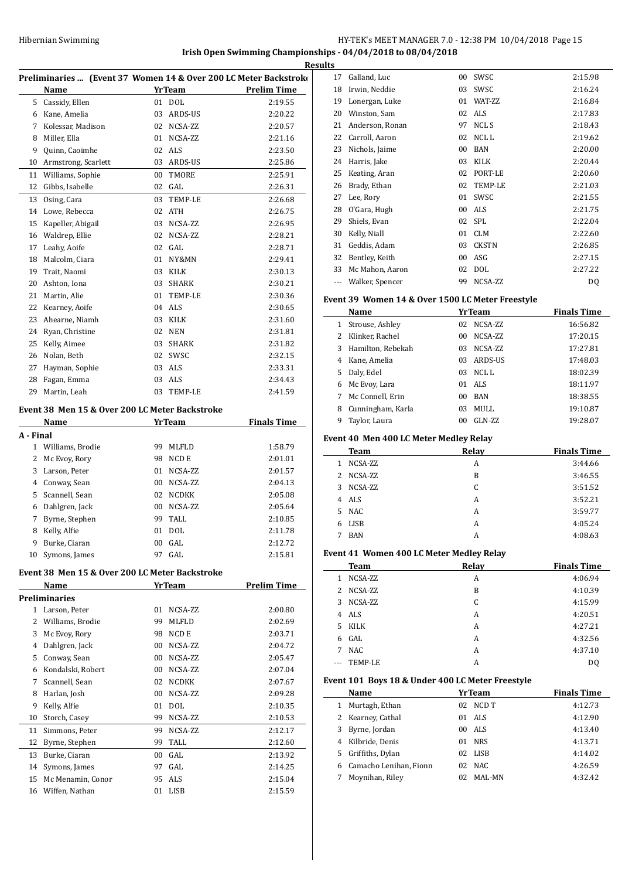## Irish Open Swimming Championships - 04/04/2018 to 08/04/2018

### Results

### Preliminaries ... (Event 37 Women 14 & Over 200 LC Meter Backstroke)

| | Name | Yr | Team | Prelim Time |
|---|---|---|---|---|
| 5 | Cassidy, Ellen | 01 | DOL | 2:19.55 |
| 6 | Kane, Amelia | 03 | ARDS-US | 2:20.22 |
| 7 | Kolessar, Madison | 02 | NCSA-ZZ | 2:20.57 |
| 8 | Miller, Ella | 01 | NCSA-ZZ | 2:21.16 |
| 9 | Quinn, Caoimhe | 02 | ALS | 2:23.50 |
| 10 | Armstrong, Scarlett | 03 | ARDS-US | 2:25.86 |
| 11 | Williams, Sophie | 00 | TMORE | 2:25.91 |
| 12 | Gibbs, Isabelle | 02 | GAL | 2:26.31 |
| 13 | Osing, Cara | 03 | TEMP-LE | 2:26.68 |
| 14 | Lowe, Rebecca | 02 | ATH | 2:26.75 |
| 15 | Kapeller, Abigail | 03 | NCSA-ZZ | 2:26.95 |
| 16 | Waldrep, Ellie | 02 | NCSA-ZZ | 2:28.21 |
| 17 | Leahy, Aoife | 02 | GAL | 2:28.71 |
| 18 | Malcolm, Ciara | 01 | NY&MN | 2:29.41 |
| 19 | Trait, Naomi | 03 | KILK | 2:30.13 |
| 20 | Ashton, Iona | 03 | SHARK | 2:30.21 |
| 21 | Martin, Alie | 01 | TEMP-LE | 2:30.36 |
| 22 | Kearney, Aoife | 04 | ALS | 2:30.65 |
| 23 | Ahearne, Niamh | 03 | KILK | 2:31.60 |
| 24 | Ryan, Christine | 02 | NEN | 2:31.81 |
| 25 | Kelly, Aimee | 03 | SHARK | 2:31.82 |
| 26 | Nolan, Beth | 02 | SWSC | 2:32.15 |
| 27 | Hayman, Sophie | 03 | ALS | 2:33.31 |
| 28 | Fagan, Emma | 03 | ALS | 2:34.43 |
| 29 | Martin, Leah | 03 | TEMP-LE | 2:41.59 |

### Event 38 Men 15 & Over 200 LC Meter Backstroke

| | Name | Yr | Team | Finals Time |
|---|---|---|---|---|
| **A - Final** | | | | |
| 1 | Williams, Brodie | 99 | MLFLD | 1:58.79 |
| 2 | Mc Evoy, Rory | 98 | NCD E | 2:01.01 |
| 3 | Larson, Peter | 01 | NCSA-ZZ | 2:01.57 |
| 4 | Conway, Sean | 00 | NCSA-ZZ | 2:04.13 |
| 5 | Scannell, Sean | 02 | NCDKK | 2:05.08 |
| 6 | Dahlgren, Jack | 00 | NCSA-ZZ | 2:05.64 |
| 7 | Byrne, Stephen | 99 | TALL | 2:10.85 |
| 8 | Kelly, Alfie | 01 | DOL | 2:11.78 |
| 9 | Burke, Ciaran | 00 | GAL | 2:12.72 |
| 10 | Symons, James | 97 | GAL | 2:15.81 |

### Event 38 Men 15 & Over 200 LC Meter Backstroke

| | Name | Yr | Team | Prelim Time |
|---|---|---|---|---|
| **Preliminaries** | | | | |
| 1 | Larson, Peter | 01 | NCSA-ZZ | 2:00.80 |
| 2 | Williams, Brodie | 99 | MLFLD | 2:02.69 |
| 3 | Mc Evoy, Rory | 98 | NCD E | 2:03.71 |
| 4 | Dahlgren, Jack | 00 | NCSA-ZZ | 2:04.72 |
| 5 | Conway, Sean | 00 | NCSA-ZZ | 2:05.47 |
| 6 | Kondalski, Robert | 00 | NCSA-ZZ | 2:07.04 |
| 7 | Scannell, Sean | 02 | NCDKK | 2:07.67 |
| 8 | Harlan, Josh | 00 | NCSA-ZZ | 2:09.28 |
| 9 | Kelly, Alfie | 01 | DOL | 2:10.35 |
| 10 | Storch, Casey | 99 | NCSA-ZZ | 2:10.53 |
| 11 | Simmons, Peter | 99 | NCSA-ZZ | 2:12.17 |
| 12 | Byrne, Stephen | 99 | TALL | 2:12.60 |
| 13 | Burke, Ciaran | 00 | GAL | 2:13.92 |
| 14 | Symons, James | 97 | GAL | 2:14.25 |
| 15 | Mc Menamin, Conor | 95 | ALS | 2:15.04 |
| 16 | Wiffen, Nathan | 01 | LISB | 2:15.59 |
| 17 | Galland, Luc | 00 | SWSC | 2:15.98 |
| 18 | Irwin, Neddie | 03 | SWSC | 2:16.24 |
| 19 | Lonergan, Luke | 01 | WAT-ZZ | 2:16.84 |
| 20 | Winston, Sam | 02 | ALS | 2:17.83 |
| 21 | Anderson, Ronan | 97 | NCL S | 2:18.43 |
| 22 | Carroll, Aaron | 02 | NCL L | 2:19.62 |
| 23 | Nichols, Jaime | 00 | BAN | 2:20.00 |
| 24 | Harris, Jake | 03 | KILK | 2:20.44 |
| 25 | Keating, Aran | 02 | PORT-LE | 2:20.60 |
| 26 | Brady, Ethan | 02 | TEMP-LE | 2:21.03 |
| 27 | Lee, Rory | 01 | SWSC | 2:21.55 |
| 28 | O'Gara, Hugh | 00 | ALS | 2:21.75 |
| 29 | Shiels, Evan | 02 | SPL | 2:22.04 |
| 30 | Kelly, Niall | 01 | CLM | 2:22.60 |
| 31 | Geddis, Adam | 03 | CKSTN | 2:26.85 |
| 32 | Bentley, Keith | 00 | ASG | 2:27.15 |
| 33 | Mc Mahon, Aaron | 02 | DOL | 2:27.22 |
| --- | Walker, Spencer | 99 | NCSA-ZZ | DQ |

### Event 39 Women 14 & Over 1500 LC Meter Freestyle

| | Name | Yr | Team | Finals Time |
|---|---|---|---|---|
| 1 | Strouse, Ashley | 02 | NCSA-ZZ | 16:56.82 |
| 2 | Klinker, Rachel | 00 | NCSA-ZZ | 17:20.15 |
| 3 | Hamilton, Rebekah | 03 | NCSA-ZZ | 17:27.81 |
| 4 | Kane, Amelia | 03 | ARDS-US | 17:48.03 |
| 5 | Daly, Edel | 03 | NCL L | 18:02.39 |
| 6 | Mc Evoy, Lara | 01 | ALS | 18:11.97 |
| 7 | Mc Connell, Erin | 00 | BAN | 18:38.55 |
| 8 | Cunningham, Karla | 03 | MULL | 19:10.87 |
| 9 | Taylor, Laura | 00 | GLN-ZZ | 19:28.07 |

### Event 40 Men 400 LC Meter Medley Relay

| | Team | Relay | Finals Time |
|---|---|---|---|
| 1 | NCSA-ZZ | A | 3:44.66 |
| 2 | NCSA-ZZ | B | 3:46.55 |
| 3 | NCSA-ZZ | C | 3:51.52 |
| 4 | ALS | A | 3:52.21 |
| 5 | NAC | A | 3:59.77 |
| 6 | LISB | A | 4:05.24 |
| 7 | BAN | A | 4:08.63 |

### Event 41 Women 400 LC Meter Medley Relay

| | Team | Relay | Finals Time |
|---|---|---|---|
| 1 | NCSA-ZZ | A | 4:06.94 |
| 2 | NCSA-ZZ | B | 4:10.39 |
| 3 | NCSA-ZZ | C | 4:15.99 |
| 4 | ALS | A | 4:20.51 |
| 5 | KILK | A | 4:27.21 |
| 6 | GAL | A | 4:32.56 |
| 7 | NAC | A | 4:37.10 |
| --- | TEMP-LE | A | DQ |

### Event 101 Boys 18 & Under 400 LC Meter Freestyle

| | Name | Yr | Team | Finals Time |
|---|---|---|---|---|
| 1 | Murtagh, Ethan | 02 | NCD T | 4:12.73 |
| 2 | Kearney, Cathal | 01 | ALS | 4:12.90 |
| 3 | Byrne, Jordan | 00 | ALS | 4:13.40 |
| 4 | Kilbride, Denis | 01 | NRS | 4:13.71 |
| 5 | Griffiths, Dylan | 02 | LISB | 4:14.02 |
| 6 | Camacho Lenihan, Fionn | 02 | NAC | 4:26.59 |
| 7 | Moynihan, Riley | 02 | MAL-MN | 4:32.42 |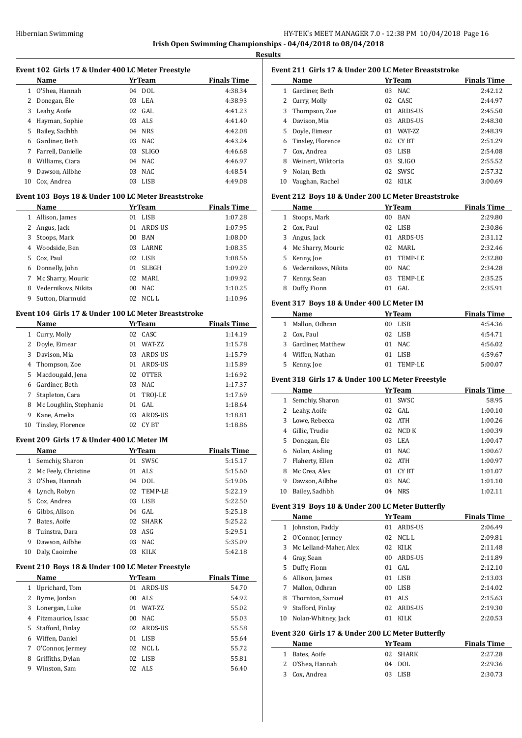**Irish Open Swimming Championships - 04/04/2018 to 08/04/2018**

**Results**

### Event 102 Girls 17 & Under 400 LC Meter Freestyle

| | Name | Yr | Team | Finals Time |
|---|---|---|---|---|
| 1 | O'Shea, Hannah | 04 | DOL | 4:38.34 |
| 2 | Donegan, Éle | 03 | LEA | 4:38.93 |
| 3 | Leahy, Aoife | 02 | GAL | 4:41.23 |
| 4 | Hayman, Sophie | 03 | ALS | 4:41.40 |
| 5 | Bailey, Sadhbh | 04 | NRS | 4:42.08 |
| 6 | Gardiner, Beth | 03 | NAC | 4:43.24 |
| 7 | Farrell, Danielle | 03 | SLIGO | 4:46.68 |
| 8 | Williams, Ciara | 04 | NAC | 4:46.97 |
| 9 | Dawson, Ailbhe | 03 | NAC | 4:48.54 |
| 10 | Cox, Andrea | 03 | LISB | 4:49.08 |

### Event 103 Boys 18 & Under 100 LC Meter Breaststroke

| | Name | Yr | Team | Finals Time |
|---|---|---|---|---|
| 1 | Allison, James | 01 | LISB | 1:07.28 |
| 2 | Angus, Jack | 01 | ARDS-US | 1:07.95 |
| 3 | Stoops, Mark | 00 | BAN | 1:08.00 |
| 4 | Woodside, Ben | 03 | LARNE | 1:08.35 |
| 5 | Cox, Paul | 02 | LISB | 1:08.56 |
| 6 | Donnelly, John | 01 | SLBGH | 1:09.29 |
| 7 | Mc Sharry, Mouric | 02 | MARL | 1:09.92 |
| 8 | Vedernikovs, Nikita | 00 | NAC | 1:10.25 |
| 9 | Sutton, Diarmuid | 02 | NCL L | 1:10.96 |

### Event 104 Girls 17 & Under 100 LC Meter Breaststroke

| | Name | Yr | Team | Finals Time |
|---|---|---|---|---|
| 1 | Curry, Molly | 02 | CASC | 1:14.19 |
| 2 | Doyle, Eimear | 01 | WAT-ZZ | 1:15.78 |
| 3 | Davison, Mia | 03 | ARDS-US | 1:15.79 |
| 4 | Thompson, Zoe | 01 | ARDS-US | 1:15.89 |
| 5 | Macdougald, Jena | 02 | OTTER | 1:16.92 |
| 6 | Gardiner, Beth | 03 | NAC | 1:17.37 |
| 7 | Stapleton, Cara | 01 | TROJ-LE | 1:17.69 |
| 8 | Mc Loughlin, Stephanie | 01 | GAL | 1:18.64 |
| 9 | Kane, Amelia | 03 | ARDS-US | 1:18.81 |
| 10 | Tinsley, Florence | 02 | CY BT | 1:18.86 |

### Event 209 Girls 17 & Under 400 LC Meter IM

| | Name | Yr | Team | Finals Time |
|---|---|---|---|---|
| 1 | Semchiy, Sharon | 01 | SWSC | 5:15.17 |
| 2 | Mc Feely, Christine | 01 | ALS | 5:15.60 |
| 3 | O'Shea, Hannah | 04 | DOL | 5:19.06 |
| 4 | Lynch, Robyn | 02 | TEMP-LE | 5:22.19 |
| 5 | Cox, Andrea | 03 | LISB | 5:22.50 |
| 6 | Gibbs, Alison | 04 | GAL | 5:25.18 |
| 7 | Bates, Aoife | 02 | SHARK | 5:25.22 |
| 8 | Tuinstra, Dara | 03 | ASG | 5:29.51 |
| 9 | Dawson, Ailbhe | 03 | NAC | 5:35.09 |
| 10 | Daly, Caoimhe | 03 | KILK | 5:42.18 |

### Event 210 Boys 18 & Under 100 LC Meter Freestyle

| | Name | Yr | Team | Finals Time |
|---|---|---|---|---|
| 1 | Uprichard, Tom | 01 | ARDS-US | 54.70 |
| 2 | Byrne, Jordan | 00 | ALS | 54.92 |
| 3 | Lonergan, Luke | 01 | WAT-ZZ | 55.02 |
| 4 | Fitzmaurice, Isaac | 00 | NAC | 55.03 |
| 5 | Stafford, Finlay | 02 | ARDS-US | 55.58 |
| 6 | Wiffen, Daniel | 01 | LISB | 55.64 |
| 7 | O'Connor, Jermey | 02 | NCL L | 55.72 |
| 8 | Griffiths, Dylan | 02 | LISB | 55.81 |
| 9 | Winston, Sam | 02 | ALS | 56.40 |

### Event 211 Girls 17 & Under 200 LC Meter Breaststroke

| | Name | Yr | Team | Finals Time |
|---|---|---|---|---|
| 1 | Gardiner, Beth | 03 | NAC | 2:42.12 |
| 2 | Curry, Molly | 02 | CASC | 2:44.97 |
| 3 | Thompson, Zoe | 01 | ARDS-US | 2:45.50 |
| 4 | Davison, Mia | 03 | ARDS-US | 2:48.30 |
| 5 | Doyle, Eimear | 01 | WAT-ZZ | 2:48.39 |
| 6 | Tinsley, Florence | 02 | CY BT | 2:51.29 |
| 7 | Cox, Andrea | 03 | LISB | 2:54.08 |
| 8 | Weinert, Wiktoria | 03 | SLIGO | 2:55.52 |
| 9 | Nolan, Beth | 02 | SWSC | 2:57.32 |
| 10 | Vaughan, Rachel | 02 | KILK | 3:00.69 |

### Event 212 Boys 18 & Under 200 LC Meter Breaststroke

| | Name | Yr | Team | Finals Time |
|---|---|---|---|---|
| 1 | Stoops, Mark | 00 | BAN | 2:29.80 |
| 2 | Cox, Paul | 02 | LISB | 2:30.86 |
| 3 | Angus, Jack | 01 | ARDS-US | 2:31.12 |
| 4 | Mc Sharry, Mouric | 02 | MARL | 2:32.46 |
| 5 | Kenny, Joe | 01 | TEMP-LE | 2:32.80 |
| 6 | Vedernikovs, Nikita | 00 | NAC | 2:34.28 |
| 7 | Kenny, Sean | 03 | TEMP-LE | 2:35.25 |
| 8 | Duffy, Fionn | 01 | GAL | 2:35.91 |

### Event 317 Boys 18 & Under 400 LC Meter IM

| | Name | Yr | Team | Finals Time |
|---|---|---|---|---|
| 1 | Mallon, Odhran | 00 | LISB | 4:54.36 |
| 2 | Cox, Paul | 02 | LISB | 4:54.71 |
| 3 | Gardiner, Matthew | 01 | NAC | 4:56.02 |
| 4 | Wiffen, Nathan | 01 | LISB | 4:59.67 |
| 5 | Kenny, Joe | 01 | TEMP-LE | 5:00.07 |

### Event 318 Girls 17 & Under 100 LC Meter Freestyle

| | Name | Yr | Team | Finals Time |
|---|---|---|---|---|
| 1 | Semchiy, Sharon | 01 | SWSC | 58.95 |
| 2 | Leahy, Aoife | 02 | GAL | 1:00.10 |
| 3 | Lowe, Rebecca | 02 | ATH | 1:00.26 |
| 4 | Gillic, Trudie | 02 | NCD K | 1:00.39 |
| 5 | Donegan, Éle | 03 | LEA | 1:00.47 |
| 6 | Nolan, Aisling | 01 | NAC | 1:00.67 |
| 7 | Flaherty, Ellen | 02 | ATH | 1:00.97 |
| 8 | Mc Crea, Alex | 01 | CY BT | 1:01.07 |
| 9 | Dawson, Ailbhe | 03 | NAC | 1:01.10 |
| 10 | Bailey, Sadhbh | 04 | NRS | 1:02.11 |

### Event 319 Boys 18 & Under 200 LC Meter Butterfly

| | Name | Yr | Team | Finals Time |
|---|---|---|---|---|
| 1 | Johnston, Paddy | 01 | ARDS-US | 2:06.49 |
| 2 | O'Connor, Jermey | 02 | NCL L | 2:09.81 |
| 3 | Mc Lelland-Maher, Alex | 02 | KILK | 2:11.48 |
| 4 | Gray, Sean | 00 | ARDS-US | 2:11.89 |
| 5 | Duffy, Fionn | 01 | GAL | 2:12.10 |
| 6 | Allison, James | 01 | LISB | 2:13.03 |
| 7 | Mallon, Odhran | 00 | LISB | 2:14.02 |
| 8 | Thornton, Samuel | 01 | ALS | 2:15.63 |
| 9 | Stafford, Finlay | 02 | ARDS-US | 2:19.30 |
| 10 | Nolan-Whitney, Jack | 01 | KILK | 2:20.53 |

### Event 320 Girls 17 & Under 200 LC Meter Butterfly

| | Name | Yr | Team | Finals Time |
|---|---|---|---|---|
| 1 | Bates, Aoife | 02 | SHARK | 2:27.28 |
| 2 | O'Shea, Hannah | 04 | DOL | 2:29.36 |
| 3 | Cox, Andrea | 03 | LISB | 2:30.73 |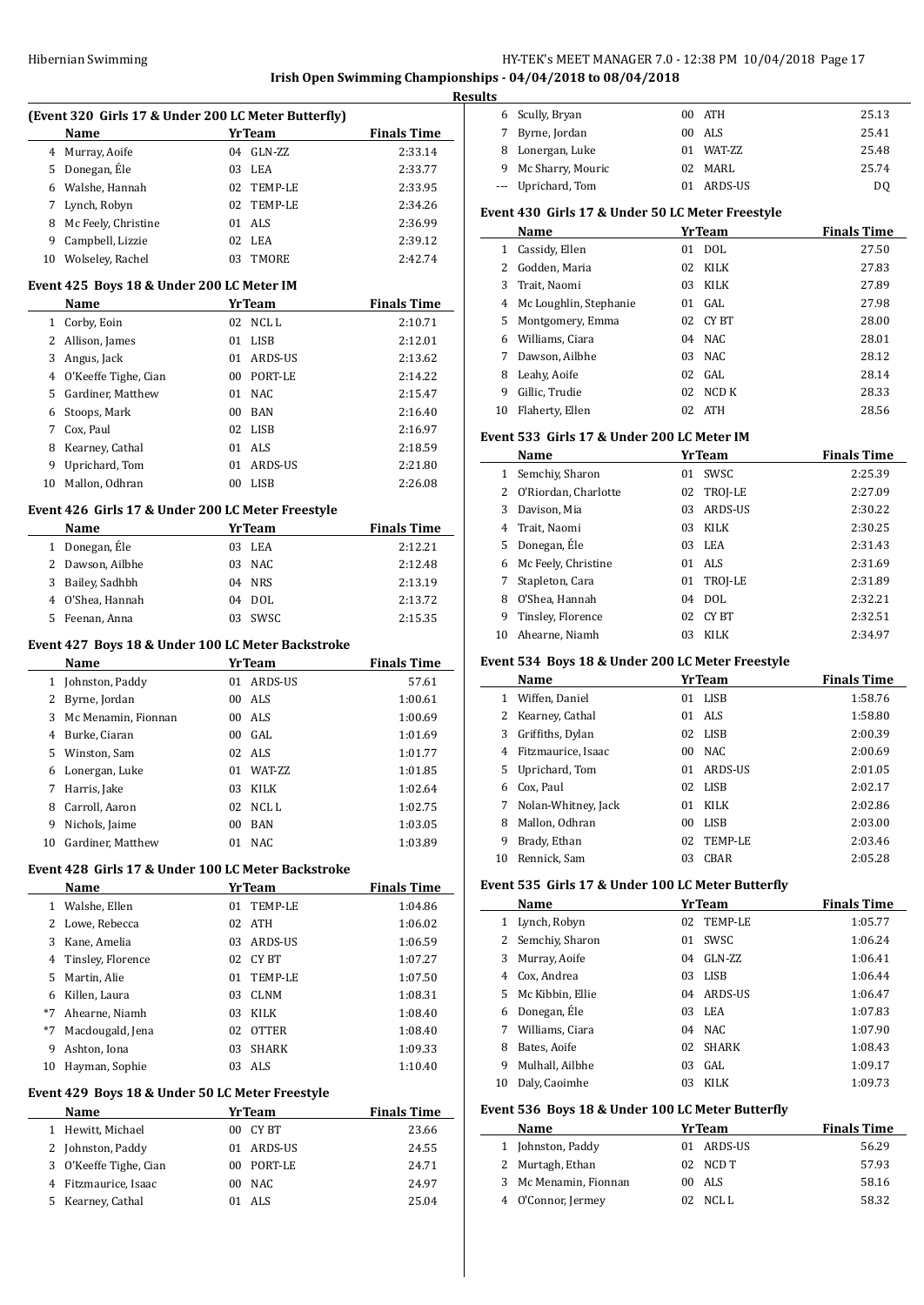## Irish Open Swimming Championships - 04/04/2018 to 08/04/2018

### Results

### (Event 320 Girls 17 & Under 200 LC Meter Butterfly)

| | Name | Yr | Team | Finals Time |
|---|---|---|---|---|
| 4 | Murray, Aoife | 04 | GLN-ZZ | 2:33.14 |
| 5 | Donegan, Éle | 03 | LEA | 2:33.77 |
| 6 | Walshe, Hannah | 02 | TEMP-LE | 2:33.95 |
| 7 | Lynch, Robyn | 02 | TEMP-LE | 2:34.26 |
| 8 | Mc Feely, Christine | 01 | ALS | 2:36.99 |
| 9 | Campbell, Lizzie | 02 | LEA | 2:39.12 |
| 10 | Wolseley, Rachel | 03 | TMORE | 2:42.74 |

### Event 425 Boys 18 & Under 200 LC Meter IM

| | Name | Yr | Team | Finals Time |
|---|---|---|---|---|
| 1 | Corby, Eoin | 02 | NCL L | 2:10.71 |
| 2 | Allison, James | 01 | LISB | 2:12.01 |
| 3 | Angus, Jack | 01 | ARDS-US | 2:13.62 |
| 4 | O'Keeffe Tighe, Cian | 00 | PORT-LE | 2:14.22 |
| 5 | Gardiner, Matthew | 01 | NAC | 2:15.47 |
| 6 | Stoops, Mark | 00 | BAN | 2:16.40 |
| 7 | Cox, Paul | 02 | LISB | 2:16.97 |
| 8 | Kearney, Cathal | 01 | ALS | 2:18.59 |
| 9 | Uprichard, Tom | 01 | ARDS-US | 2:21.80 |
| 10 | Mallon, Odhran | 00 | LISB | 2:26.08 |

### Event 426 Girls 17 & Under 200 LC Meter Freestyle

| | Name | Yr | Team | Finals Time |
|---|---|---|---|---|
| 1 | Donegan, Éle | 03 | LEA | 2:12.21 |
| 2 | Dawson, Ailbhe | 03 | NAC | 2:12.48 |
| 3 | Bailey, Sadhbh | 04 | NRS | 2:13.19 |
| 4 | O'Shea, Hannah | 04 | DOL | 2:13.72 |
| 5 | Feenan, Anna | 03 | SWSC | 2:15.35 |

### Event 427 Boys 18 & Under 100 LC Meter Backstroke

| | Name | Yr | Team | Finals Time |
|---|---|---|---|---|
| 1 | Johnston, Paddy | 01 | ARDS-US | 57.61 |
| 2 | Byrne, Jordan | 00 | ALS | 1:00.61 |
| 3 | Mc Menamin, Fionnan | 00 | ALS | 1:00.69 |
| 4 | Burke, Ciaran | 00 | GAL | 1:01.69 |
| 5 | Winston, Sam | 02 | ALS | 1:01.77 |
| 6 | Lonergan, Luke | 01 | WAT-ZZ | 1:01.85 |
| 7 | Harris, Jake | 03 | KILK | 1:02.64 |
| 8 | Carroll, Aaron | 02 | NCL L | 1:02.75 |
| 9 | Nichols, Jaime | 00 | BAN | 1:03.05 |
| 10 | Gardiner, Matthew | 01 | NAC | 1:03.89 |

### Event 428 Girls 17 & Under 100 LC Meter Backstroke

| | Name | Yr | Team | Finals Time |
|---|---|---|---|---|
| 1 | Walshe, Ellen | 01 | TEMP-LE | 1:04.86 |
| 2 | Lowe, Rebecca | 02 | ATH | 1:06.02 |
| 3 | Kane, Amelia | 03 | ARDS-US | 1:06.59 |
| 4 | Tinsley, Florence | 02 | CY BT | 1:07.27 |
| 5 | Martin, Alie | 01 | TEMP-LE | 1:07.50 |
| 6 | Killen, Laura | 03 | CLNM | 1:08.31 |
| *7 | Ahearne, Niamh | 03 | KILK | 1:08.40 |
| *7 | Macdougald, Jena | 02 | OTTER | 1:08.40 |
| 9 | Ashton, Iona | 03 | SHARK | 1:09.33 |
| 10 | Hayman, Sophie | 03 | ALS | 1:10.40 |

### Event 429 Boys 18 & Under 50 LC Meter Freestyle

| | Name | Yr | Team | Finals Time |
|---|---|---|---|---|
| 1 | Hewitt, Michael | 00 | CY BT | 23.66 |
| 2 | Johnston, Paddy | 01 | ARDS-US | 24.55 |
| 3 | O'Keeffe Tighe, Cian | 00 | PORT-LE | 24.71 |
| 4 | Fitzmaurice, Isaac | 00 | NAC | 24.97 |
| 5 | Kearney, Cathal | 01 | ALS | 25.04 |
| 6 | Scully, Bryan | 00 | ATH | 25.13 |
| 7 | Byrne, Jordan | 00 | ALS | 25.41 |
| 8 | Lonergan, Luke | 01 | WAT-ZZ | 25.48 |
| 9 | Mc Sharry, Mouric | 02 | MARL | 25.74 |
| --- | Uprichard, Tom | 01 | ARDS-US | DQ |

### Event 430 Girls 17 & Under 50 LC Meter Freestyle

| | Name | Yr | Team | Finals Time |
|---|---|---|---|---|
| 1 | Cassidy, Ellen | 01 | DOL | 27.50 |
| 2 | Godden, Maria | 02 | KILK | 27.83 |
| 3 | Trait, Naomi | 03 | KILK | 27.89 |
| 4 | Mc Loughlin, Stephanie | 01 | GAL | 27.98 |
| 5 | Montgomery, Emma | 02 | CY BT | 28.00 |
| 6 | Williams, Ciara | 04 | NAC | 28.01 |
| 7 | Dawson, Ailbhe | 03 | NAC | 28.12 |
| 8 | Leahy, Aoife | 02 | GAL | 28.14 |
| 9 | Gillic, Trudie | 02 | NCD K | 28.33 |
| 10 | Flaherty, Ellen | 02 | ATH | 28.56 |

### Event 533 Girls 17 & Under 200 LC Meter IM

| | Name | Yr | Team | Finals Time |
|---|---|---|---|---|
| 1 | Semchiy, Sharon | 01 | SWSC | 2:25.39 |
| 2 | O'Riordan, Charlotte | 02 | TROJ-LE | 2:27.09 |
| 3 | Davison, Mia | 03 | ARDS-US | 2:30.22 |
| 4 | Trait, Naomi | 03 | KILK | 2:30.25 |
| 5 | Donegan, Éle | 03 | LEA | 2:31.43 |
| 6 | Mc Feely, Christine | 01 | ALS | 2:31.69 |
| 7 | Stapleton, Cara | 01 | TROJ-LE | 2:31.89 |
| 8 | O'Shea, Hannah | 04 | DOL | 2:32.21 |
| 9 | Tinsley, Florence | 02 | CY BT | 2:32.51 |
| 10 | Ahearne, Niamh | 03 | KILK | 2:34.97 |

### Event 534 Boys 18 & Under 200 LC Meter Freestyle

| | Name | Yr | Team | Finals Time |
|---|---|---|---|---|
| 1 | Wiffen, Daniel | 01 | LISB | 1:58.76 |
| 2 | Kearney, Cathal | 01 | ALS | 1:58.80 |
| 3 | Griffiths, Dylan | 02 | LISB | 2:00.39 |
| 4 | Fitzmaurice, Isaac | 00 | NAC | 2:00.69 |
| 5 | Uprichard, Tom | 01 | ARDS-US | 2:01.05 |
| 6 | Cox, Paul | 02 | LISB | 2:02.17 |
| 7 | Nolan-Whitney, Jack | 01 | KILK | 2:02.86 |
| 8 | Mallon, Odhran | 00 | LISB | 2:03.00 |
| 9 | Brady, Ethan | 02 | TEMP-LE | 2:03.46 |
| 10 | Rennick, Sam | 03 | CBAR | 2:05.28 |

### Event 535 Girls 17 & Under 100 LC Meter Butterfly

| | Name | Yr | Team | Finals Time |
|---|---|---|---|---|
| 1 | Lynch, Robyn | 02 | TEMP-LE | 1:05.77 |
| 2 | Semchiy, Sharon | 01 | SWSC | 1:06.24 |
| 3 | Murray, Aoife | 04 | GLN-ZZ | 1:06.41 |
| 4 | Cox, Andrea | 03 | LISB | 1:06.44 |
| 5 | Mc Kibbin, Ellie | 04 | ARDS-US | 1:06.47 |
| 6 | Donegan, Éle | 03 | LEA | 1:07.83 |
| 7 | Williams, Ciara | 04 | NAC | 1:07.90 |
| 8 | Bates, Aoife | 02 | SHARK | 1:08.43 |
| 9 | Mulhall, Ailbhe | 03 | GAL | 1:09.17 |
| 10 | Daly, Caoimhe | 03 | KILK | 1:09.73 |

### Event 536 Boys 18 & Under 100 LC Meter Butterfly

| | Name | Yr | Team | Finals Time |
|---|---|---|---|---|
| 1 | Johnston, Paddy | 01 | ARDS-US | 56.29 |
| 2 | Murtagh, Ethan | 02 | NCD T | 57.93 |
| 3 | Mc Menamin, Fionnan | 00 | ALS | 58.16 |
| 4 | O'Connor, Jermey | 02 | NCL L | 58.32 |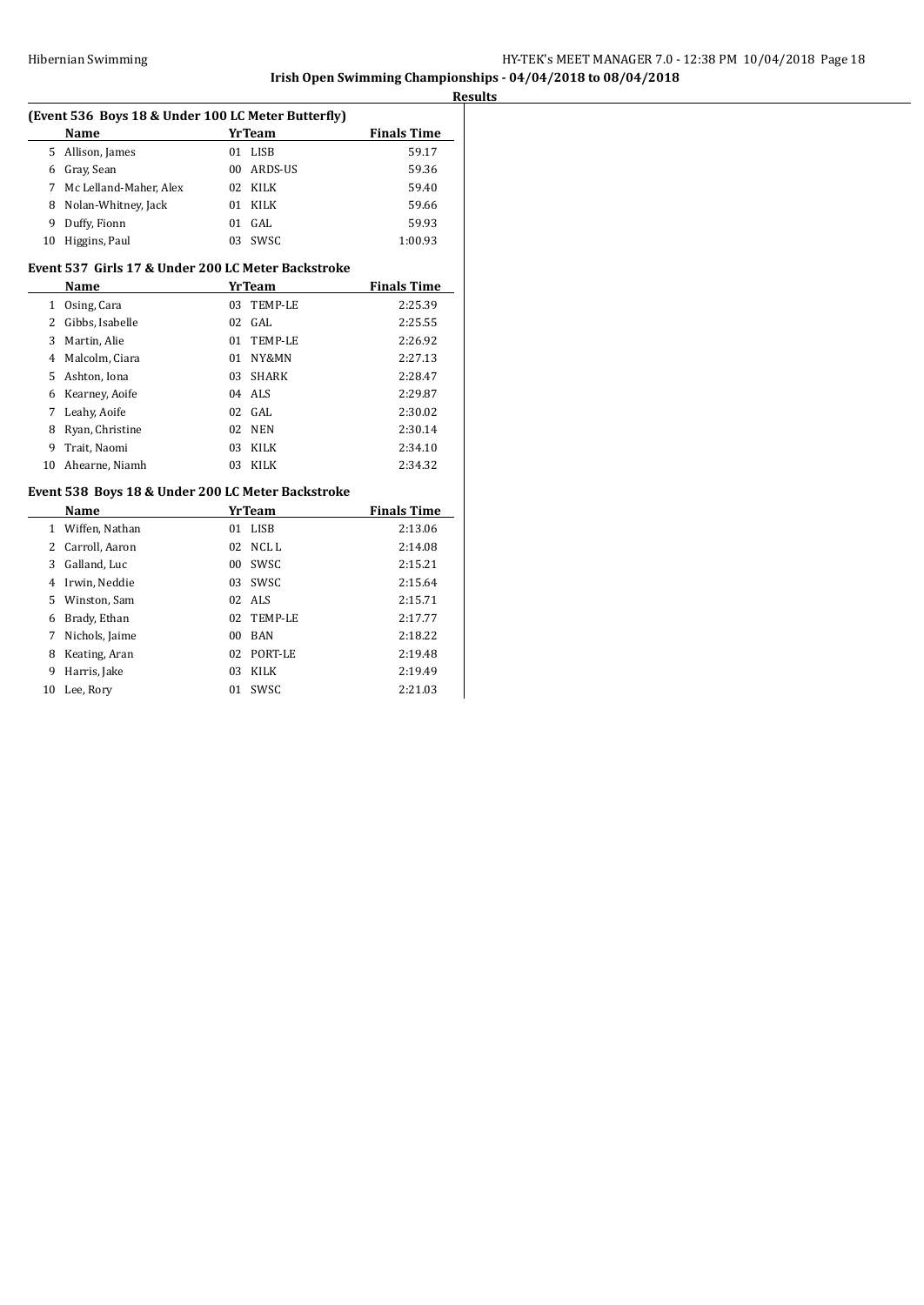**Results**

### (Event 536 Boys 18 & Under 100 LC Meter Butterfly)

| | Name | Yr | Team | Finals Time |
|---|---|---|---|---|
| 5 | Allison, James | 01 | LISB | 59.17 |
| 6 | Gray, Sean | 00 | ARDS-US | 59.36 |
| 7 | Mc Lelland-Maher, Alex | 02 | KILK | 59.40 |
| 8 | Nolan-Whitney, Jack | 01 | KILK | 59.66 |
| 9 | Duffy, Fionn | 01 | GAL | 59.93 |
| 10 | Higgins, Paul | 03 | SWSC | 1:00.93 |

### Event 537 Girls 17 & Under 200 LC Meter Backstroke

| | Name | Yr | Team | Finals Time |
|---|---|---|---|---|
| 1 | Osing, Cara | 03 | TEMP-LE | 2:25.39 |
| 2 | Gibbs, Isabelle | 02 | GAL | 2:25.55 |
| 3 | Martin, Alie | 01 | TEMP-LE | 2:26.92 |
| 4 | Malcolm, Ciara | 01 | NY&MN | 2:27.13 |
| 5 | Ashton, Iona | 03 | SHARK | 2:28.47 |
| 6 | Kearney, Aoife | 04 | ALS | 2:29.87 |
| 7 | Leahy, Aoife | 02 | GAL | 2:30.02 |
| 8 | Ryan, Christine | 02 | NEN | 2:30.14 |
| 9 | Trait, Naomi | 03 | KILK | 2:34.10 |
| 10 | Ahearne, Niamh | 03 | KILK | 2:34.32 |

### Event 538 Boys 18 & Under 200 LC Meter Backstroke

| | Name | Yr | Team | Finals Time |
|---|---|---|---|---|
| 1 | Wiffen, Nathan | 01 | LISB | 2:13.06 |
| 2 | Carroll, Aaron | 02 | NCL L | 2:14.08 |
| 3 | Galland, Luc | 00 | SWSC | 2:15.21 |
| 4 | Irwin, Neddie | 03 | SWSC | 2:15.64 |
| 5 | Winston, Sam | 02 | ALS | 2:15.71 |
| 6 | Brady, Ethan | 02 | TEMP-LE | 2:17.77 |
| 7 | Nichols, Jaime | 00 | BAN | 2:18.22 |
| 8 | Keating, Aran | 02 | PORT-LE | 2:19.48 |
| 9 | Harris, Jake | 03 | KILK | 2:19.49 |
| 10 | Lee, Rory | 01 | SWSC | 2:21.03 |